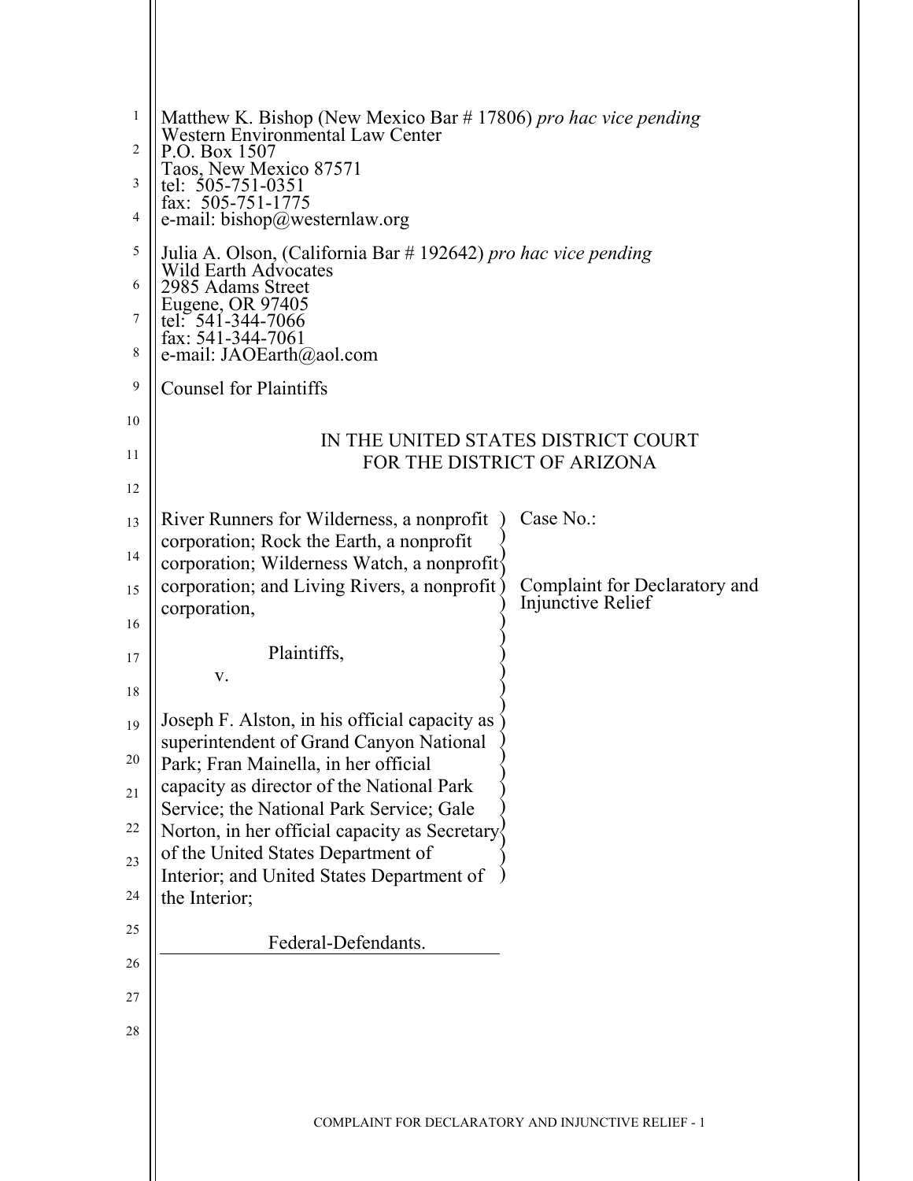Matthew K. Bishop (New Mexico Bar # 17806) *pro hac vice pending*
Western Environmental Law Center
P.O. Box 1507
Taos, New Mexico 87571
tel: 505-751-0351
fax: 505-751-1775
e-mail: bishop@westernlaw.org

Julia A. Olson, (California Bar # 192642) *pro hac vice pending*
Wild Earth Advocates
2985 Adams Street
Eugene, OR 97405
tel: 541-344-7066
fax: 541-344-7061
e-mail: JAOEarth@aol.com

Counsel for Plaintiffs

IN THE UNITED STATES DISTRICT COURT
FOR THE DISTRICT OF ARIZONA

| | |
|---|---|
| River Runners for Wilderness, a nonprofit corporation; Rock the Earth, a nonprofit corporation; Wilderness Watch, a nonprofit corporation; and Living Rivers, a nonprofit corporation,<br><br>Plaintiffs,<br><br>v.<br><br>Joseph F. Alston, in his official capacity as superintendent of Grand Canyon National Park; Fran Mainella, in her official capacity as director of the National Park Service; the National Park Service; Gale Norton, in her official capacity as Secretary of the United States Department of Interior; and United States Department of the Interior;<br><br>Federal-Defendants. | Case No.:<br><br>Complaint for Declaratory and Injunctive Relief |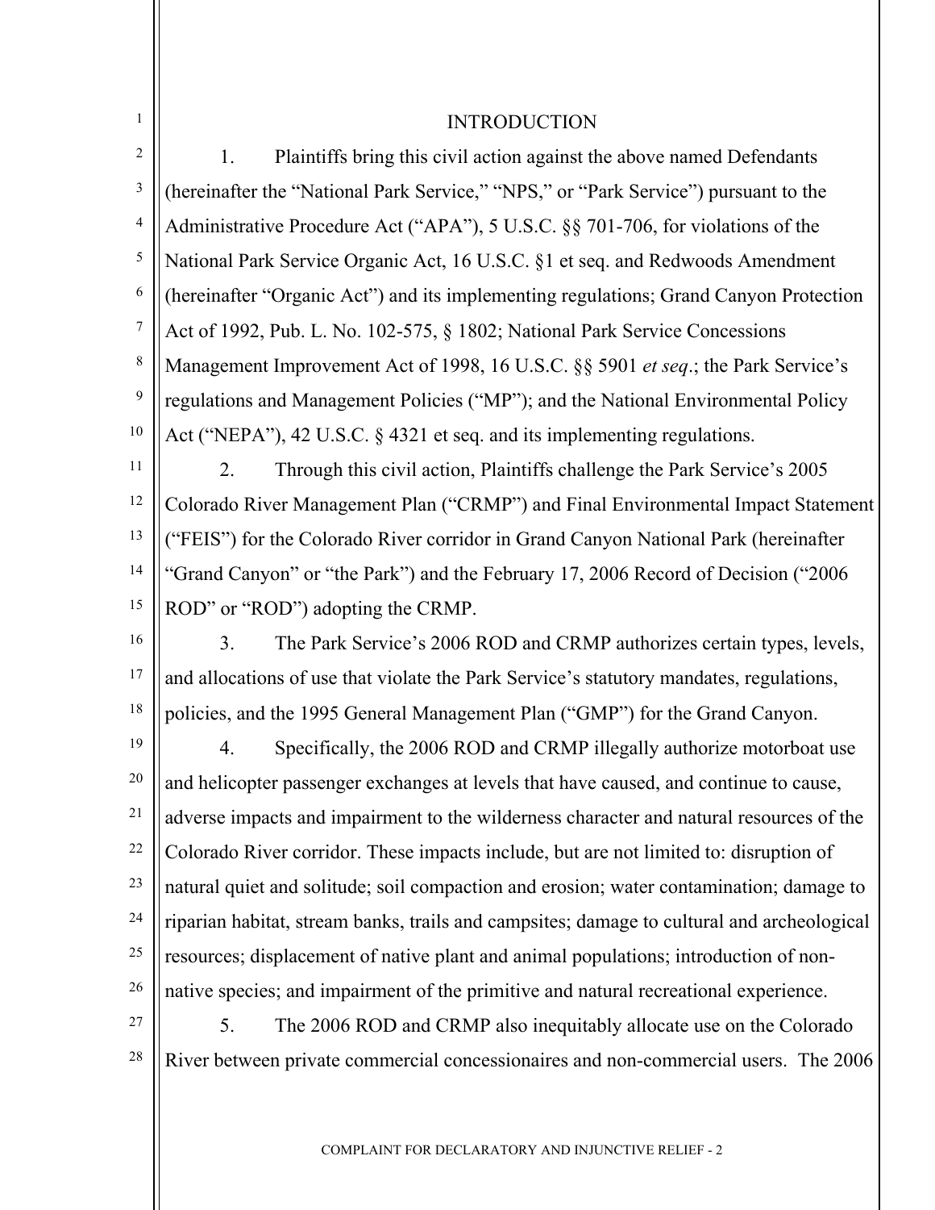## INTRODUCTION

1. Plaintiffs bring this civil action against the above named Defendants (hereinafter the "National Park Service," "NPS," or "Park Service") pursuant to the Administrative Procedure Act ("APA"), 5 U.S.C. §§ 701-706, for violations of the National Park Service Organic Act, 16 U.S.C. §1 et seq. and Redwoods Amendment (hereinafter "Organic Act") and its implementing regulations; Grand Canyon Protection Act of 1992, Pub. L. No. 102-575, § 1802; National Park Service Concessions Management Improvement Act of 1998, 16 U.S.C. §§ 5901 *et seq*.; the Park Service's regulations and Management Policies ("MP"); and the National Environmental Policy Act ("NEPA"), 42 U.S.C. § 4321 et seq. and its implementing regulations.

2. Through this civil action, Plaintiffs challenge the Park Service's 2005 Colorado River Management Plan ("CRMP") and Final Environmental Impact Statement ("FEIS") for the Colorado River corridor in Grand Canyon National Park (hereinafter "Grand Canyon" or "the Park") and the February 17, 2006 Record of Decision ("2006 ROD" or "ROD") adopting the CRMP.

3. The Park Service's 2006 ROD and CRMP authorizes certain types, levels, and allocations of use that violate the Park Service's statutory mandates, regulations, policies, and the 1995 General Management Plan ("GMP") for the Grand Canyon.

4. Specifically, the 2006 ROD and CRMP illegally authorize motorboat use and helicopter passenger exchanges at levels that have caused, and continue to cause, adverse impacts and impairment to the wilderness character and natural resources of the Colorado River corridor. These impacts include, but are not limited to: disruption of natural quiet and solitude; soil compaction and erosion; water contamination; damage to riparian habitat, stream banks, trails and campsites; damage to cultural and archeological resources; displacement of native plant and animal populations; introduction of non-native species; and impairment of the primitive and natural recreational experience.

5. The 2006 ROD and CRMP also inequitably allocate use on the Colorado River between private commercial concessionaires and non-commercial users. The 2006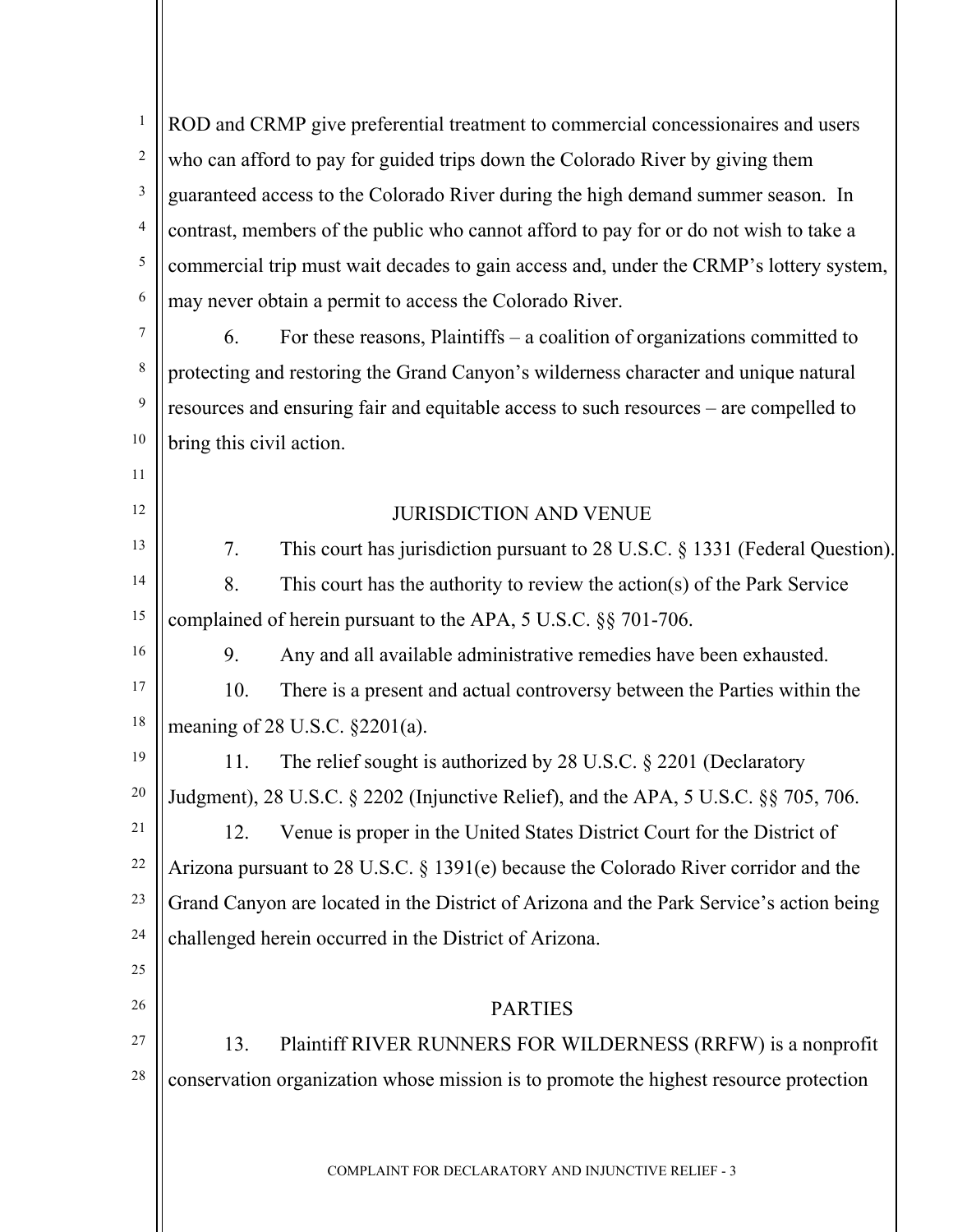ROD and CRMP give preferential treatment to commercial concessionaires and users who can afford to pay for guided trips down the Colorado River by giving them guaranteed access to the Colorado River during the high demand summer season. In contrast, members of the public who cannot afford to pay for or do not wish to take a commercial trip must wait decades to gain access and, under the CRMP's lottery system, may never obtain a permit to access the Colorado River.

6. For these reasons, Plaintiffs – a coalition of organizations committed to protecting and restoring the Grand Canyon's wilderness character and unique natural resources and ensuring fair and equitable access to such resources – are compelled to bring this civil action.

## JURISDICTION AND VENUE

7. This court has jurisdiction pursuant to 28 U.S.C. § 1331 (Federal Question).

8. This court has the authority to review the action(s) of the Park Service complained of herein pursuant to the APA, 5 U.S.C. §§ 701-706.

9. Any and all available administrative remedies have been exhausted.

10. There is a present and actual controversy between the Parties within the meaning of 28 U.S.C. §2201(a).

11. The relief sought is authorized by 28 U.S.C. § 2201 (Declaratory Judgment), 28 U.S.C. § 2202 (Injunctive Relief), and the APA, 5 U.S.C. §§ 705, 706.

12. Venue is proper in the United States District Court for the District of Arizona pursuant to 28 U.S.C. § 1391(e) because the Colorado River corridor and the Grand Canyon are located in the District of Arizona and the Park Service's action being challenged herein occurred in the District of Arizona.

## PARTIES

13. Plaintiff RIVER RUNNERS FOR WILDERNESS (RRFW) is a nonprofit conservation organization whose mission is to promote the highest resource protection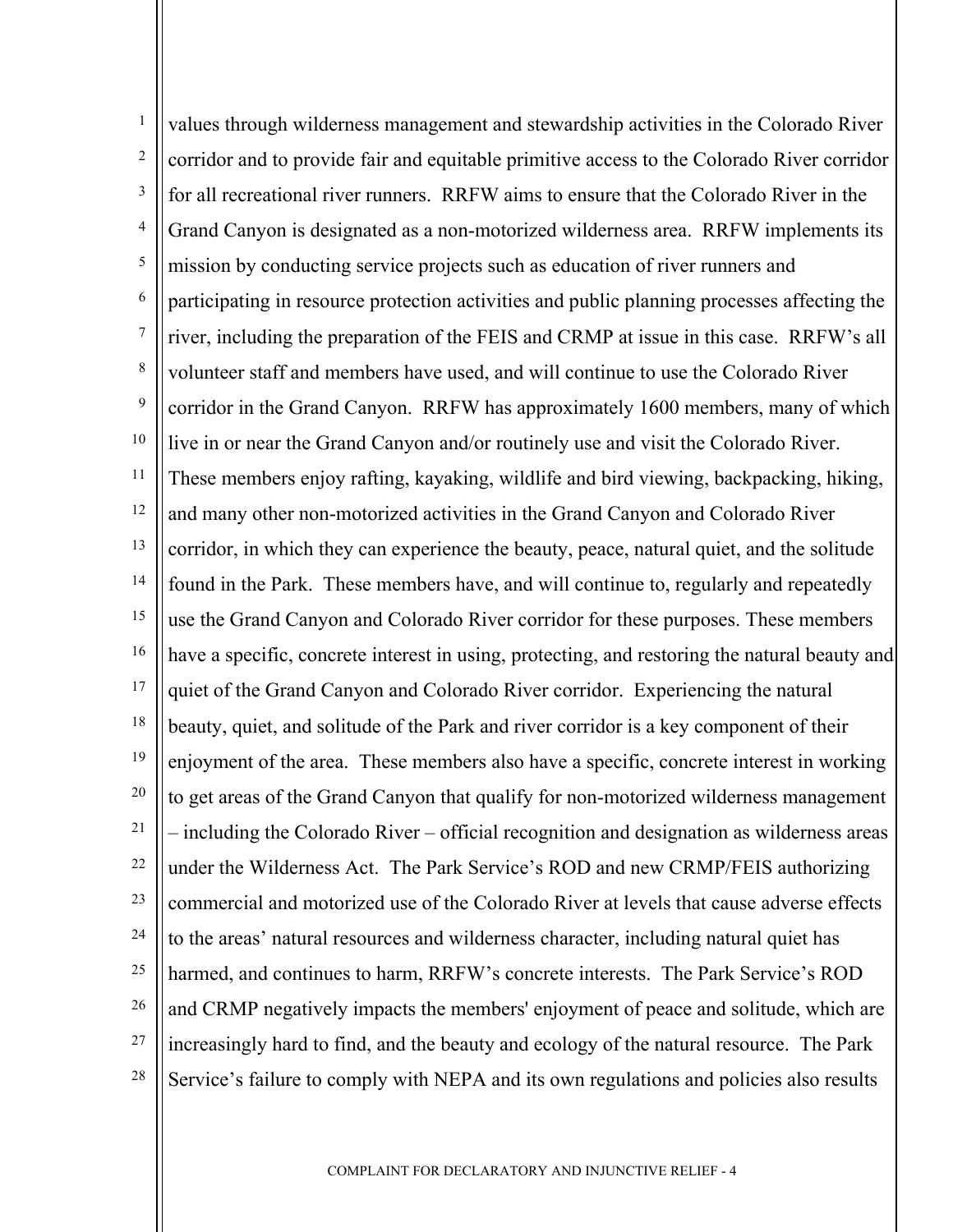values through wilderness management and stewardship activities in the Colorado River corridor and to provide fair and equitable primitive access to the Colorado River corridor for all recreational river runners. RRFW aims to ensure that the Colorado River in the Grand Canyon is designated as a non-motorized wilderness area. RRFW implements its mission by conducting service projects such as education of river runners and participating in resource protection activities and public planning processes affecting the river, including the preparation of the FEIS and CRMP at issue in this case. RRFW's all volunteer staff and members have used, and will continue to use the Colorado River corridor in the Grand Canyon. RRFW has approximately 1600 members, many of which live in or near the Grand Canyon and/or routinely use and visit the Colorado River. These members enjoy rafting, kayaking, wildlife and bird viewing, backpacking, hiking, and many other non-motorized activities in the Grand Canyon and Colorado River corridor, in which they can experience the beauty, peace, natural quiet, and the solitude found in the Park. These members have, and will continue to, regularly and repeatedly use the Grand Canyon and Colorado River corridor for these purposes. These members have a specific, concrete interest in using, protecting, and restoring the natural beauty and quiet of the Grand Canyon and Colorado River corridor. Experiencing the natural beauty, quiet, and solitude of the Park and river corridor is a key component of their enjoyment of the area. These members also have a specific, concrete interest in working to get areas of the Grand Canyon that qualify for non-motorized wilderness management – including the Colorado River – official recognition and designation as wilderness areas under the Wilderness Act. The Park Service's ROD and new CRMP/FEIS authorizing commercial and motorized use of the Colorado River at levels that cause adverse effects to the areas' natural resources and wilderness character, including natural quiet has harmed, and continues to harm, RRFW's concrete interests. The Park Service's ROD and CRMP negatively impacts the members' enjoyment of peace and solitude, which are increasingly hard to find, and the beauty and ecology of the natural resource. The Park Service's failure to comply with NEPA and its own regulations and policies also results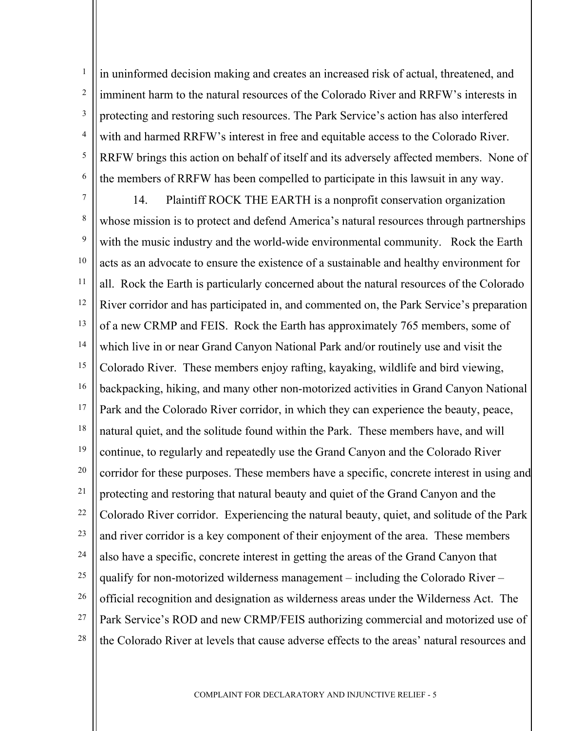in uninformed decision making and creates an increased risk of actual, threatened, and imminent harm to the natural resources of the Colorado River and RRFW's interests in protecting and restoring such resources. The Park Service's action has also interfered with and harmed RRFW's interest in free and equitable access to the Colorado River. RRFW brings this action on behalf of itself and its adversely affected members. None of the members of RRFW has been compelled to participate in this lawsuit in any way.

14. Plaintiff ROCK THE EARTH is a nonprofit conservation organization whose mission is to protect and defend America's natural resources through partnerships with the music industry and the world-wide environmental community. Rock the Earth acts as an advocate to ensure the existence of a sustainable and healthy environment for all. Rock the Earth is particularly concerned about the natural resources of the Colorado River corridor and has participated in, and commented on, the Park Service's preparation of a new CRMP and FEIS. Rock the Earth has approximately 765 members, some of which live in or near Grand Canyon National Park and/or routinely use and visit the Colorado River. These members enjoy rafting, kayaking, wildlife and bird viewing, backpacking, hiking, and many other non-motorized activities in Grand Canyon National Park and the Colorado River corridor, in which they can experience the beauty, peace, natural quiet, and the solitude found within the Park. These members have, and will continue, to regularly and repeatedly use the Grand Canyon and the Colorado River corridor for these purposes. These members have a specific, concrete interest in using and protecting and restoring that natural beauty and quiet of the Grand Canyon and the Colorado River corridor. Experiencing the natural beauty, quiet, and solitude of the Park and river corridor is a key component of their enjoyment of the area. These members also have a specific, concrete interest in getting the areas of the Grand Canyon that qualify for non-motorized wilderness management – including the Colorado River – official recognition and designation as wilderness areas under the Wilderness Act. The Park Service's ROD and new CRMP/FEIS authorizing commercial and motorized use of the Colorado River at levels that cause adverse effects to the areas' natural resources and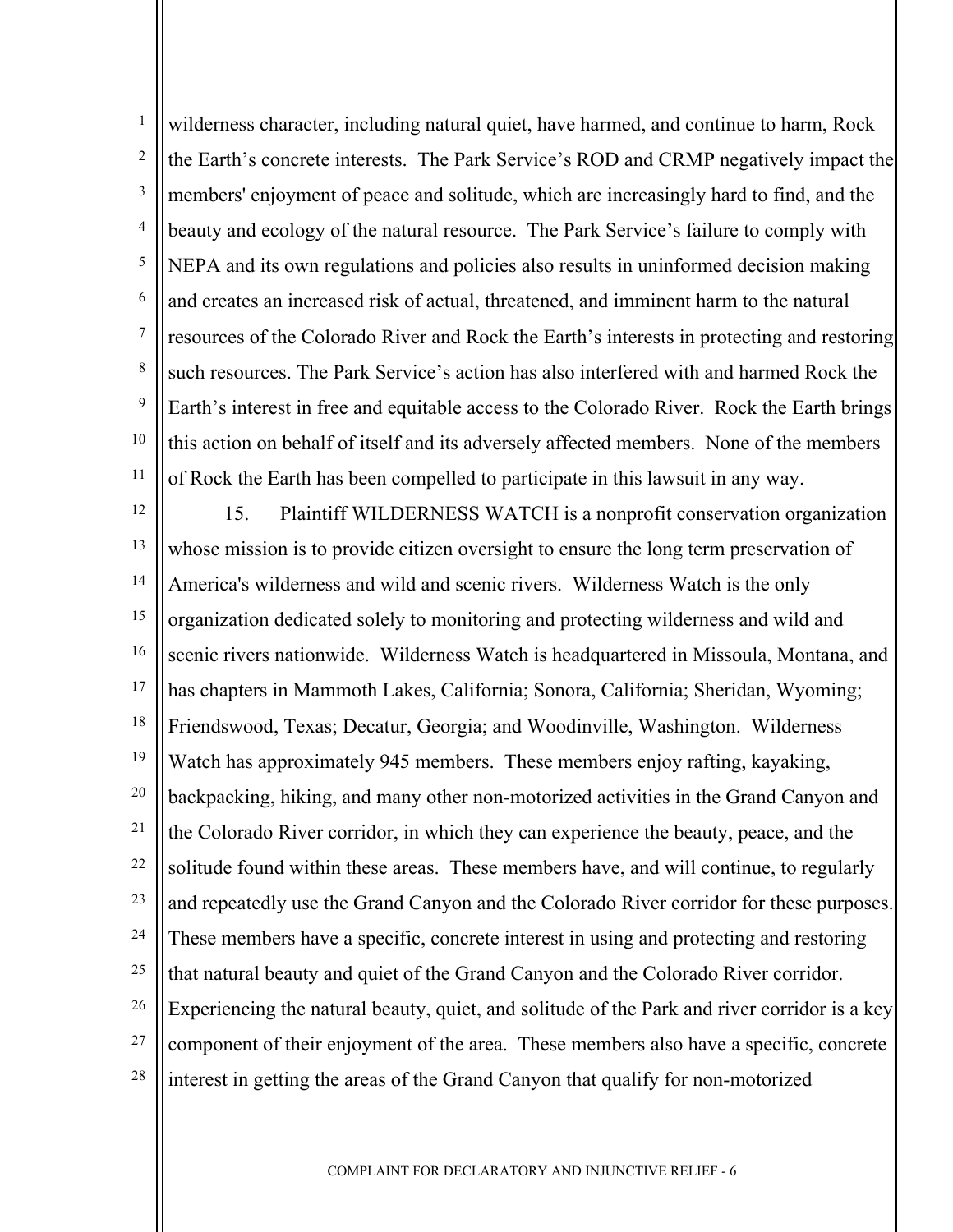wilderness character, including natural quiet, have harmed, and continue to harm, Rock the Earth's concrete interests. The Park Service's ROD and CRMP negatively impact the members' enjoyment of peace and solitude, which are increasingly hard to find, and the beauty and ecology of the natural resource. The Park Service's failure to comply with NEPA and its own regulations and policies also results in uninformed decision making and creates an increased risk of actual, threatened, and imminent harm to the natural resources of the Colorado River and Rock the Earth's interests in protecting and restoring such resources. The Park Service's action has also interfered with and harmed Rock the Earth's interest in free and equitable access to the Colorado River. Rock the Earth brings this action on behalf of itself and its adversely affected members. None of the members of Rock the Earth has been compelled to participate in this lawsuit in any way.

15. Plaintiff WILDERNESS WATCH is a nonprofit conservation organization whose mission is to provide citizen oversight to ensure the long term preservation of America's wilderness and wild and scenic rivers. Wilderness Watch is the only organization dedicated solely to monitoring and protecting wilderness and wild and scenic rivers nationwide. Wilderness Watch is headquartered in Missoula, Montana, and has chapters in Mammoth Lakes, California; Sonora, California; Sheridan, Wyoming; Friendswood, Texas; Decatur, Georgia; and Woodinville, Washington. Wilderness Watch has approximately 945 members. These members enjoy rafting, kayaking, backpacking, hiking, and many other non-motorized activities in the Grand Canyon and the Colorado River corridor, in which they can experience the beauty, peace, and the solitude found within these areas. These members have, and will continue, to regularly and repeatedly use the Grand Canyon and the Colorado River corridor for these purposes. These members have a specific, concrete interest in using and protecting and restoring that natural beauty and quiet of the Grand Canyon and the Colorado River corridor. Experiencing the natural beauty, quiet, and solitude of the Park and river corridor is a key component of their enjoyment of the area. These members also have a specific, concrete interest in getting the areas of the Grand Canyon that qualify for non-motorized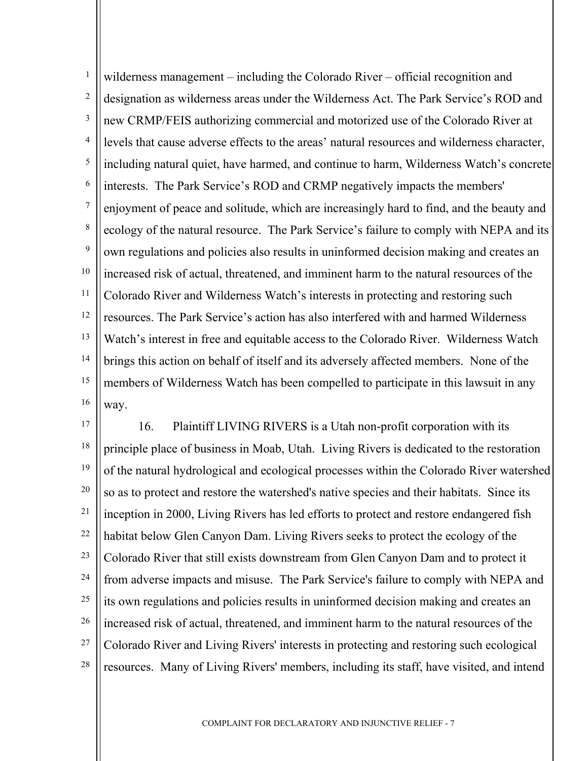wilderness management – including the Colorado River – official recognition and designation as wilderness areas under the Wilderness Act. The Park Service's ROD and new CRMP/FEIS authorizing commercial and motorized use of the Colorado River at levels that cause adverse effects to the areas' natural resources and wilderness character, including natural quiet, have harmed, and continue to harm, Wilderness Watch's concrete interests. The Park Service's ROD and CRMP negatively impacts the members' enjoyment of peace and solitude, which are increasingly hard to find, and the beauty and ecology of the natural resource. The Park Service's failure to comply with NEPA and its own regulations and policies also results in uninformed decision making and creates an increased risk of actual, threatened, and imminent harm to the natural resources of the Colorado River and Wilderness Watch's interests in protecting and restoring such resources. The Park Service's action has also interfered with and harmed Wilderness Watch's interest in free and equitable access to the Colorado River. Wilderness Watch brings this action on behalf of itself and its adversely affected members. None of the members of Wilderness Watch has been compelled to participate in this lawsuit in any way.

16. Plaintiff LIVING RIVERS is a Utah non-profit corporation with its principle place of business in Moab, Utah. Living Rivers is dedicated to the restoration of the natural hydrological and ecological processes within the Colorado River watershed so as to protect and restore the watershed's native species and their habitats. Since its inception in 2000, Living Rivers has led efforts to protect and restore endangered fish habitat below Glen Canyon Dam. Living Rivers seeks to protect the ecology of the Colorado River that still exists downstream from Glen Canyon Dam and to protect it from adverse impacts and misuse. The Park Service's failure to comply with NEPA and its own regulations and policies results in uninformed decision making and creates an increased risk of actual, threatened, and imminent harm to the natural resources of the Colorado River and Living Rivers' interests in protecting and restoring such ecological resources. Many of Living Rivers' members, including its staff, have visited, and intend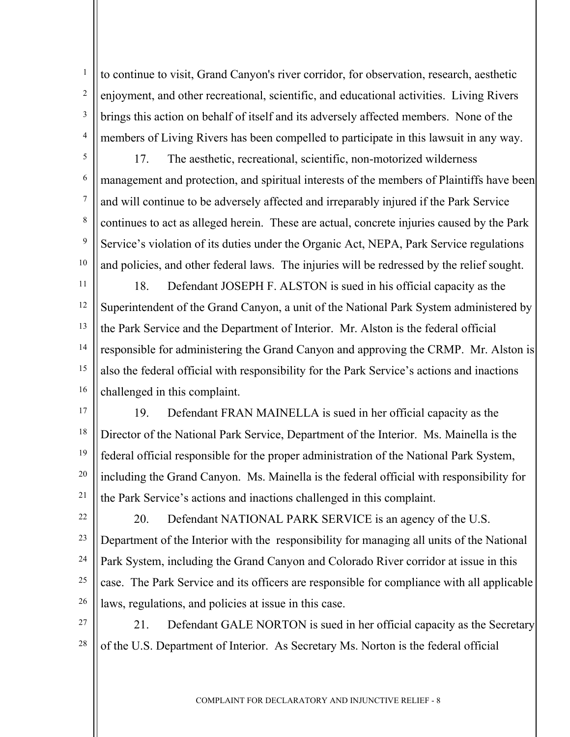to continue to visit, Grand Canyon's river corridor, for observation, research, aesthetic enjoyment, and other recreational, scientific, and educational activities. Living Rivers brings this action on behalf of itself and its adversely affected members. None of the members of Living Rivers has been compelled to participate in this lawsuit in any way.

17. The aesthetic, recreational, scientific, non-motorized wilderness management and protection, and spiritual interests of the members of Plaintiffs have been and will continue to be adversely affected and irreparably injured if the Park Service continues to act as alleged herein. These are actual, concrete injuries caused by the Park Service's violation of its duties under the Organic Act, NEPA, Park Service regulations and policies, and other federal laws. The injuries will be redressed by the relief sought.

18. Defendant JOSEPH F. ALSTON is sued in his official capacity as the Superintendent of the Grand Canyon, a unit of the National Park System administered by the Park Service and the Department of Interior. Mr. Alston is the federal official responsible for administering the Grand Canyon and approving the CRMP. Mr. Alston is also the federal official with responsibility for the Park Service's actions and inactions challenged in this complaint.

19. Defendant FRAN MAINELLA is sued in her official capacity as the Director of the National Park Service, Department of the Interior. Ms. Mainella is the federal official responsible for the proper administration of the National Park System, including the Grand Canyon. Ms. Mainella is the federal official with responsibility for the Park Service's actions and inactions challenged in this complaint.

20. Defendant NATIONAL PARK SERVICE is an agency of the U.S. Department of the Interior with the responsibility for managing all units of the National Park System, including the Grand Canyon and Colorado River corridor at issue in this case. The Park Service and its officers are responsible for compliance with all applicable laws, regulations, and policies at issue in this case.

21. Defendant GALE NORTON is sued in her official capacity as the Secretary of the U.S. Department of Interior. As Secretary Ms. Norton is the federal official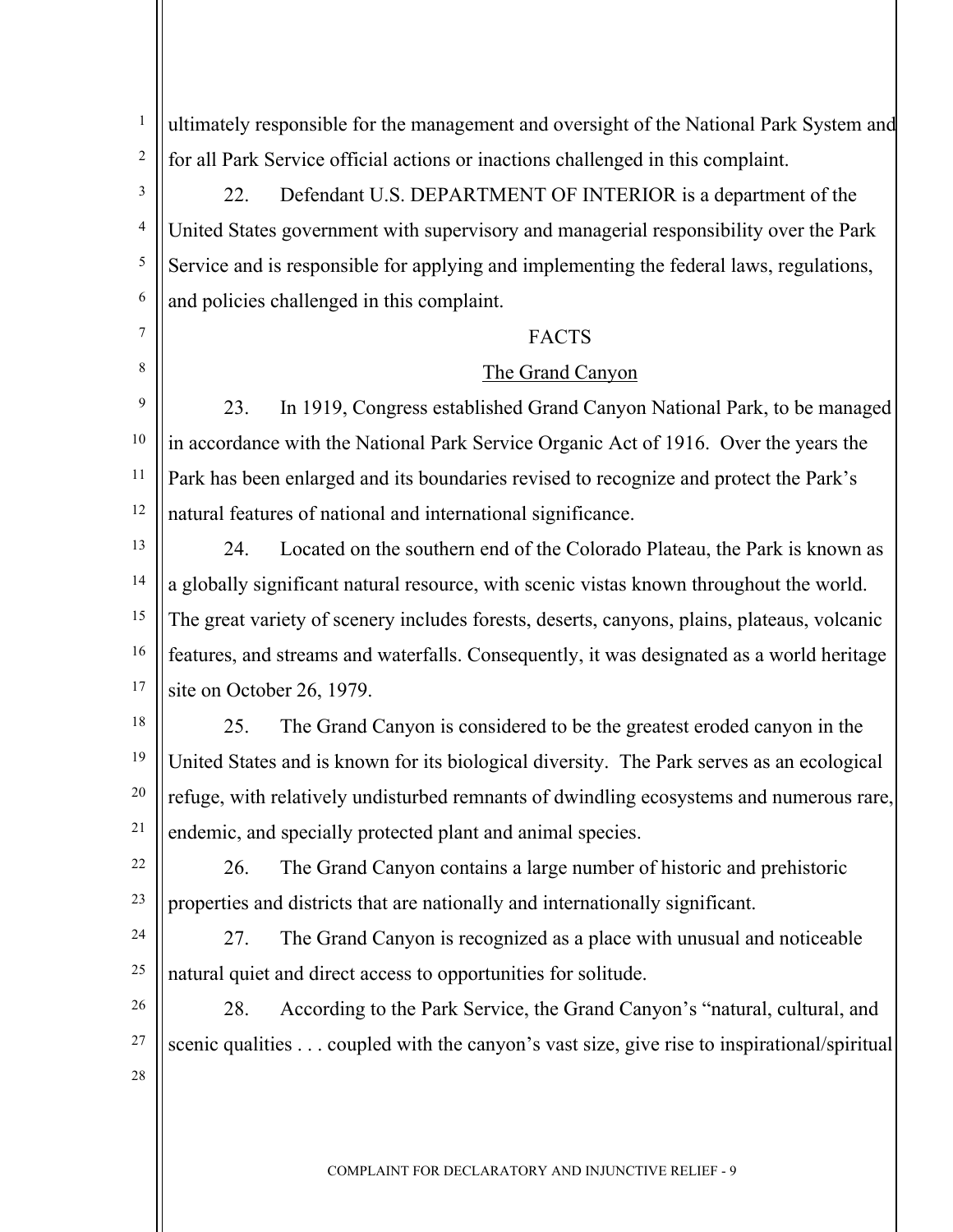ultimately responsible for the management and oversight of the National Park System and for all Park Service official actions or inactions challenged in this complaint.

22. Defendant U.S. DEPARTMENT OF INTERIOR is a department of the United States government with supervisory and managerial responsibility over the Park Service and is responsible for applying and implementing the federal laws, regulations, and policies challenged in this complaint.

## FACTS

### The Grand Canyon

23. In 1919, Congress established Grand Canyon National Park, to be managed in accordance with the National Park Service Organic Act of 1916. Over the years the Park has been enlarged and its boundaries revised to recognize and protect the Park's natural features of national and international significance.

24. Located on the southern end of the Colorado Plateau, the Park is known as a globally significant natural resource, with scenic vistas known throughout the world. The great variety of scenery includes forests, deserts, canyons, plains, plateaus, volcanic features, and streams and waterfalls. Consequently, it was designated as a world heritage site on October 26, 1979.

25. The Grand Canyon is considered to be the greatest eroded canyon in the United States and is known for its biological diversity. The Park serves as an ecological refuge, with relatively undisturbed remnants of dwindling ecosystems and numerous rare, endemic, and specially protected plant and animal species.

26. The Grand Canyon contains a large number of historic and prehistoric properties and districts that are nationally and internationally significant.

27. The Grand Canyon is recognized as a place with unusual and noticeable natural quiet and direct access to opportunities for solitude.

28. According to the Park Service, the Grand Canyon's "natural, cultural, and scenic qualities . . . coupled with the canyon's vast size, give rise to inspirational/spiritual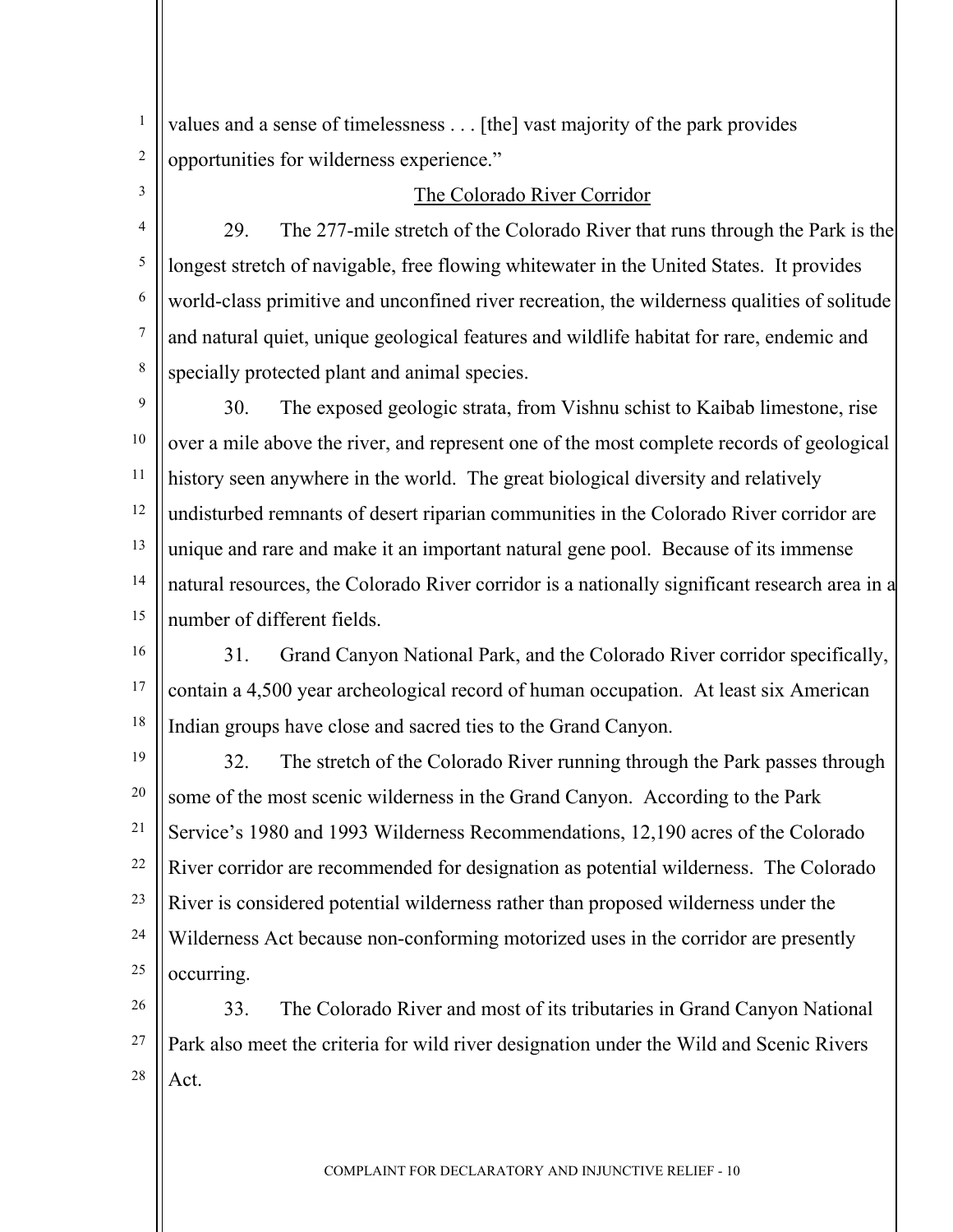values and a sense of timelessness . . . [the] vast majority of the park provides opportunities for wilderness experience."

## The Colorado River Corridor

29. The 277-mile stretch of the Colorado River that runs through the Park is the longest stretch of navigable, free flowing whitewater in the United States. It provides world-class primitive and unconfined river recreation, the wilderness qualities of solitude and natural quiet, unique geological features and wildlife habitat for rare, endemic and specially protected plant and animal species.

30. The exposed geologic strata, from Vishnu schist to Kaibab limestone, rise over a mile above the river, and represent one of the most complete records of geological history seen anywhere in the world. The great biological diversity and relatively undisturbed remnants of desert riparian communities in the Colorado River corridor are unique and rare and make it an important natural gene pool. Because of its immense natural resources, the Colorado River corridor is a nationally significant research area in a number of different fields.

31. Grand Canyon National Park, and the Colorado River corridor specifically, contain a 4,500 year archeological record of human occupation. At least six American Indian groups have close and sacred ties to the Grand Canyon.

32. The stretch of the Colorado River running through the Park passes through some of the most scenic wilderness in the Grand Canyon. According to the Park Service's 1980 and 1993 Wilderness Recommendations, 12,190 acres of the Colorado River corridor are recommended for designation as potential wilderness. The Colorado River is considered potential wilderness rather than proposed wilderness under the Wilderness Act because non-conforming motorized uses in the corridor are presently occurring.

33. The Colorado River and most of its tributaries in Grand Canyon National Park also meet the criteria for wild river designation under the Wild and Scenic Rivers Act.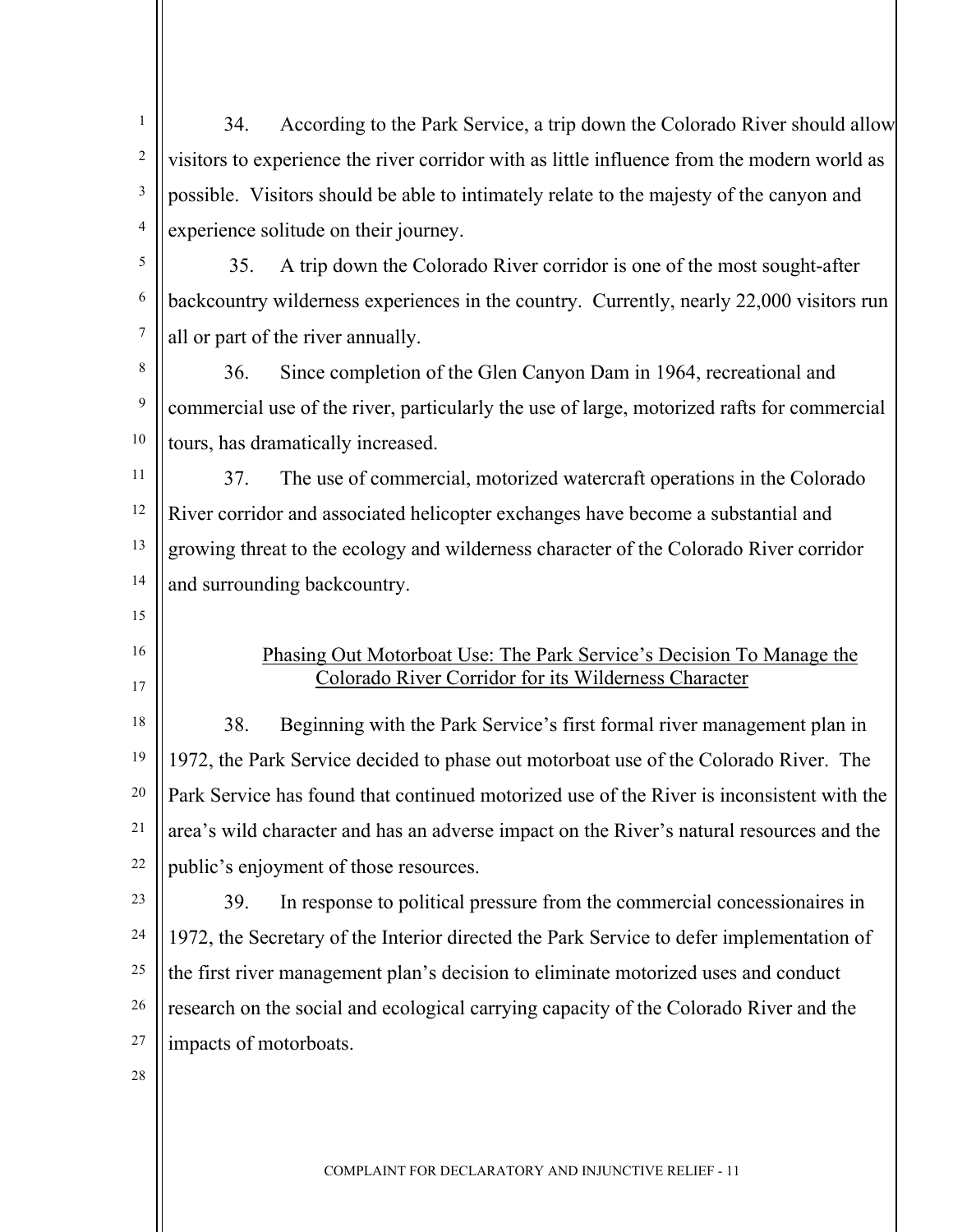34. According to the Park Service, a trip down the Colorado River should allow visitors to experience the river corridor with as little influence from the modern world as possible. Visitors should be able to intimately relate to the majesty of the canyon and experience solitude on their journey.

35. A trip down the Colorado River corridor is one of the most sought-after backcountry wilderness experiences in the country. Currently, nearly 22,000 visitors run all or part of the river annually.

36. Since completion of the Glen Canyon Dam in 1964, recreational and commercial use of the river, particularly the use of large, motorized rafts for commercial tours, has dramatically increased.

37. The use of commercial, motorized watercraft operations in the Colorado River corridor and associated helicopter exchanges have become a substantial and growing threat to the ecology and wilderness character of the Colorado River corridor and surrounding backcountry.

<u>Phasing Out Motorboat Use: The Park Service's Decision To Manage the Colorado River Corridor for its Wilderness Character</u>

38. Beginning with the Park Service's first formal river management plan in 1972, the Park Service decided to phase out motorboat use of the Colorado River. The Park Service has found that continued motorized use of the River is inconsistent with the area's wild character and has an adverse impact on the River's natural resources and the public's enjoyment of those resources.

39. In response to political pressure from the commercial concessionaires in 1972, the Secretary of the Interior directed the Park Service to defer implementation of the first river management plan's decision to eliminate motorized uses and conduct research on the social and ecological carrying capacity of the Colorado River and the impacts of motorboats.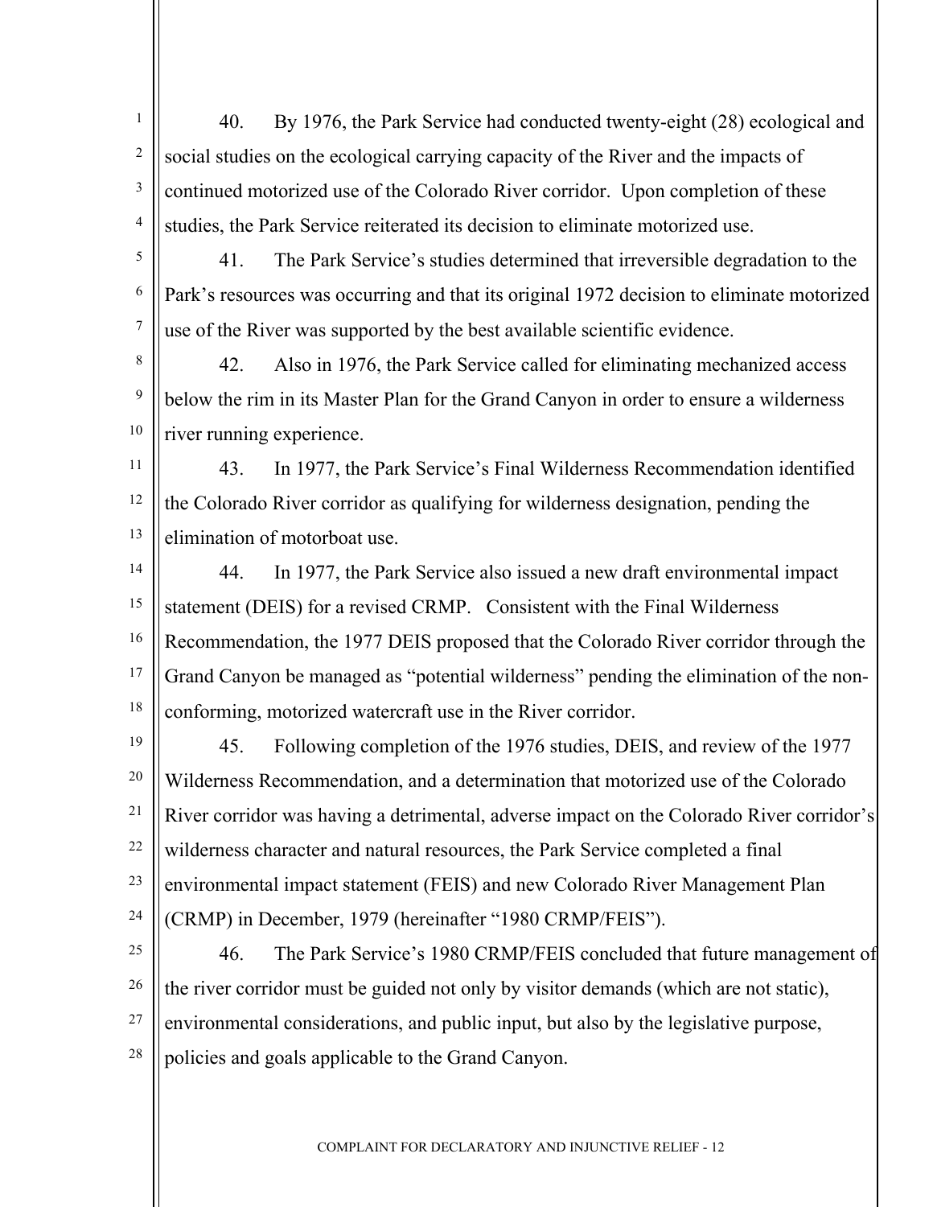40. By 1976, the Park Service had conducted twenty-eight (28) ecological and social studies on the ecological carrying capacity of the River and the impacts of continued motorized use of the Colorado River corridor. Upon completion of these studies, the Park Service reiterated its decision to eliminate motorized use.

41. The Park Service's studies determined that irreversible degradation to the Park's resources was occurring and that its original 1972 decision to eliminate motorized use of the River was supported by the best available scientific evidence.

42. Also in 1976, the Park Service called for eliminating mechanized access below the rim in its Master Plan for the Grand Canyon in order to ensure a wilderness river running experience.

43. In 1977, the Park Service's Final Wilderness Recommendation identified the Colorado River corridor as qualifying for wilderness designation, pending the elimination of motorboat use.

44. In 1977, the Park Service also issued a new draft environmental impact statement (DEIS) for a revised CRMP. Consistent with the Final Wilderness Recommendation, the 1977 DEIS proposed that the Colorado River corridor through the Grand Canyon be managed as "potential wilderness" pending the elimination of the non-conforming, motorized watercraft use in the River corridor.

45. Following completion of the 1976 studies, DEIS, and review of the 1977 Wilderness Recommendation, and a determination that motorized use of the Colorado River corridor was having a detrimental, adverse impact on the Colorado River corridor's wilderness character and natural resources, the Park Service completed a final environmental impact statement (FEIS) and new Colorado River Management Plan (CRMP) in December, 1979 (hereinafter "1980 CRMP/FEIS").

46. The Park Service's 1980 CRMP/FEIS concluded that future management of the river corridor must be guided not only by visitor demands (which are not static), environmental considerations, and public input, but also by the legislative purpose, policies and goals applicable to the Grand Canyon.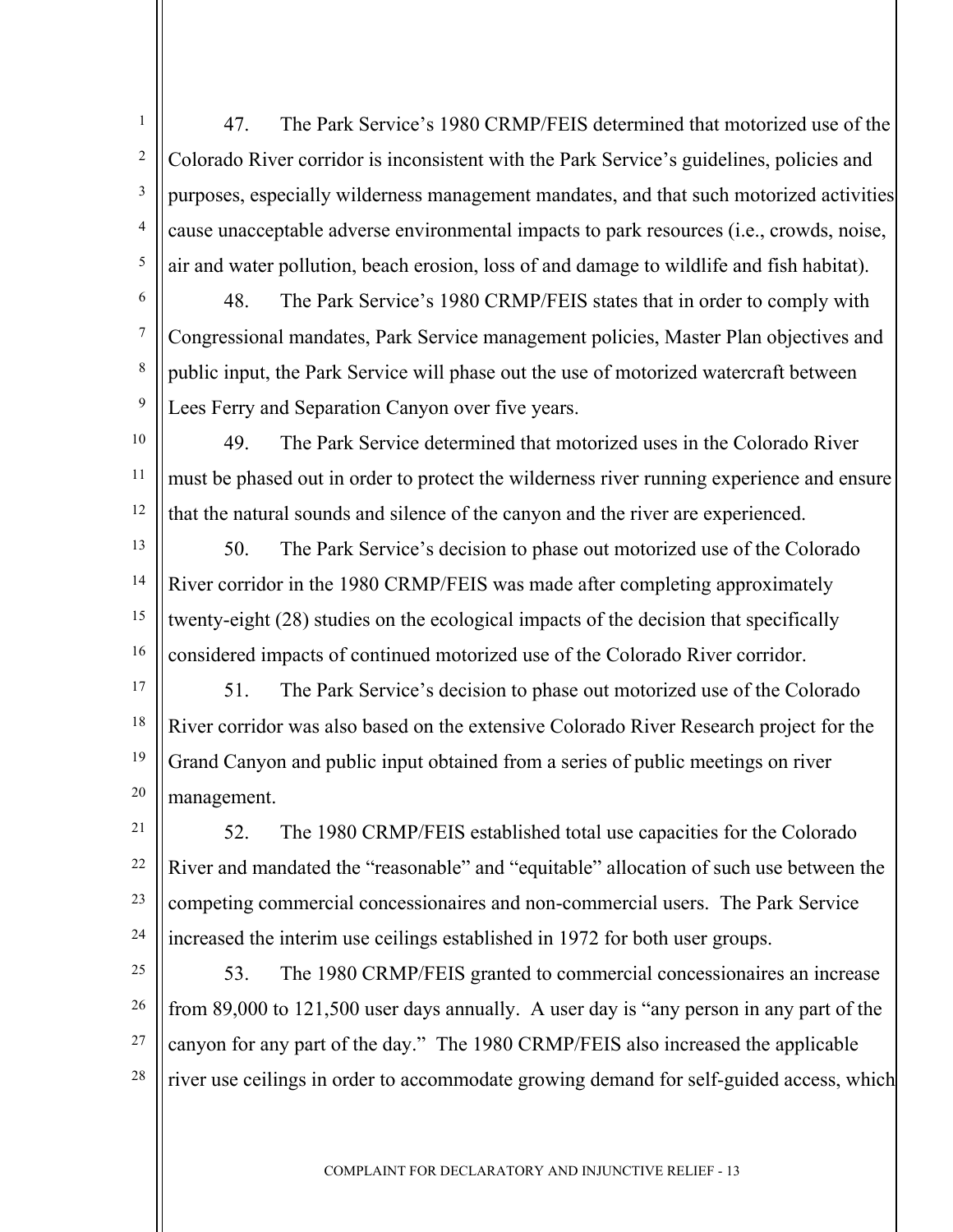47. The Park Service's 1980 CRMP/FEIS determined that motorized use of the Colorado River corridor is inconsistent with the Park Service's guidelines, policies and purposes, especially wilderness management mandates, and that such motorized activities cause unacceptable adverse environmental impacts to park resources (i.e., crowds, noise, air and water pollution, beach erosion, loss of and damage to wildlife and fish habitat).

48. The Park Service's 1980 CRMP/FEIS states that in order to comply with Congressional mandates, Park Service management policies, Master Plan objectives and public input, the Park Service will phase out the use of motorized watercraft between Lees Ferry and Separation Canyon over five years.

49. The Park Service determined that motorized uses in the Colorado River must be phased out in order to protect the wilderness river running experience and ensure that the natural sounds and silence of the canyon and the river are experienced.

50. The Park Service's decision to phase out motorized use of the Colorado River corridor in the 1980 CRMP/FEIS was made after completing approximately twenty-eight (28) studies on the ecological impacts of the decision that specifically considered impacts of continued motorized use of the Colorado River corridor.

51. The Park Service's decision to phase out motorized use of the Colorado River corridor was also based on the extensive Colorado River Research project for the Grand Canyon and public input obtained from a series of public meetings on river management.

52. The 1980 CRMP/FEIS established total use capacities for the Colorado River and mandated the "reasonable" and "equitable" allocation of such use between the competing commercial concessionaires and non-commercial users. The Park Service increased the interim use ceilings established in 1972 for both user groups.

53. The 1980 CRMP/FEIS granted to commercial concessionaires an increase from 89,000 to 121,500 user days annually. A user day is "any person in any part of the canyon for any part of the day." The 1980 CRMP/FEIS also increased the applicable river use ceilings in order to accommodate growing demand for self-guided access, which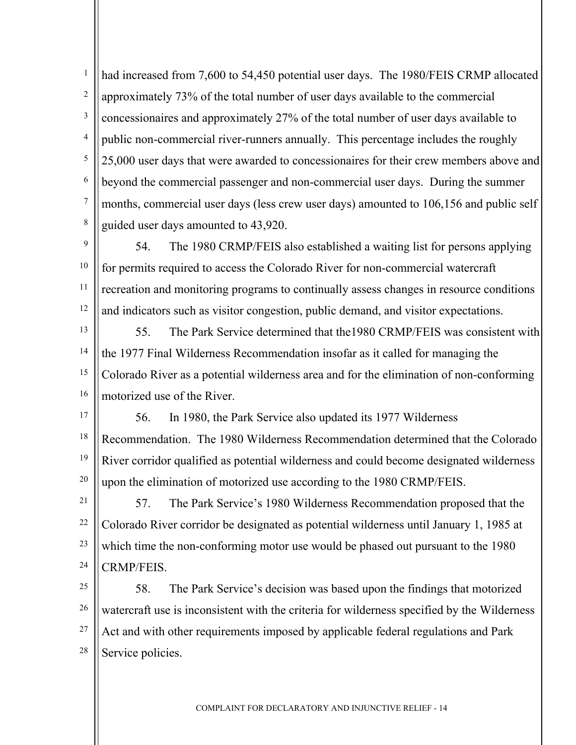had increased from 7,600 to 54,450 potential user days. The 1980/FEIS CRMP allocated approximately 73% of the total number of user days available to the commercial concessionaires and approximately 27% of the total number of user days available to public non-commercial river-runners annually. This percentage includes the roughly 25,000 user days that were awarded to concessionaires for their crew members above and beyond the commercial passenger and non-commercial user days. During the summer months, commercial user days (less crew user days) amounted to 106,156 and public self guided user days amounted to 43,920.

54. The 1980 CRMP/FEIS also established a waiting list for persons applying for permits required to access the Colorado River for non-commercial watercraft recreation and monitoring programs to continually assess changes in resource conditions and indicators such as visitor congestion, public demand, and visitor expectations.

55. The Park Service determined that the1980 CRMP/FEIS was consistent with the 1977 Final Wilderness Recommendation insofar as it called for managing the Colorado River as a potential wilderness area and for the elimination of non-conforming motorized use of the River.

56. In 1980, the Park Service also updated its 1977 Wilderness Recommendation. The 1980 Wilderness Recommendation determined that the Colorado River corridor qualified as potential wilderness and could become designated wilderness upon the elimination of motorized use according to the 1980 CRMP/FEIS.

57. The Park Service's 1980 Wilderness Recommendation proposed that the Colorado River corridor be designated as potential wilderness until January 1, 1985 at which time the non-conforming motor use would be phased out pursuant to the 1980 CRMP/FEIS.

58. The Park Service's decision was based upon the findings that motorized watercraft use is inconsistent with the criteria for wilderness specified by the Wilderness Act and with other requirements imposed by applicable federal regulations and Park Service policies.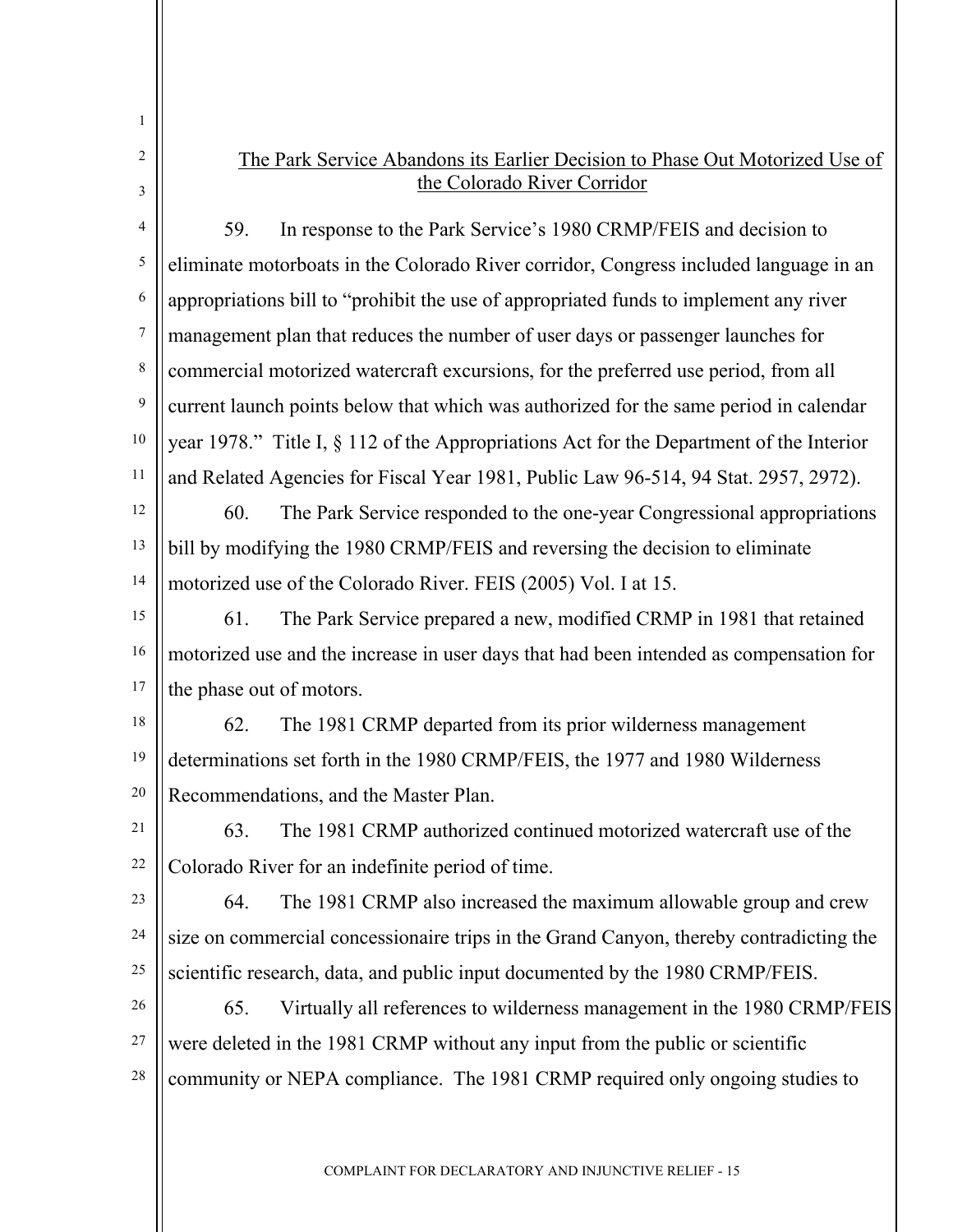The Park Service Abandons its Earlier Decision to Phase Out Motorized Use of the Colorado River Corridor

59. In response to the Park Service's 1980 CRMP/FEIS and decision to eliminate motorboats in the Colorado River corridor, Congress included language in an appropriations bill to "prohibit the use of appropriated funds to implement any river management plan that reduces the number of user days or passenger launches for commercial motorized watercraft excursions, for the preferred use period, from all current launch points below that which was authorized for the same period in calendar year 1978." Title I, § 112 of the Appropriations Act for the Department of the Interior and Related Agencies for Fiscal Year 1981, Public Law 96-514, 94 Stat. 2957, 2972).

60. The Park Service responded to the one-year Congressional appropriations bill by modifying the 1980 CRMP/FEIS and reversing the decision to eliminate motorized use of the Colorado River. FEIS (2005) Vol. I at 15.

61. The Park Service prepared a new, modified CRMP in 1981 that retained motorized use and the increase in user days that had been intended as compensation for the phase out of motors.

62. The 1981 CRMP departed from its prior wilderness management determinations set forth in the 1980 CRMP/FEIS, the 1977 and 1980 Wilderness Recommendations, and the Master Plan.

63. The 1981 CRMP authorized continued motorized watercraft use of the Colorado River for an indefinite period of time.

64. The 1981 CRMP also increased the maximum allowable group and crew size on commercial concessionaire trips in the Grand Canyon, thereby contradicting the scientific research, data, and public input documented by the 1980 CRMP/FEIS.

65. Virtually all references to wilderness management in the 1980 CRMP/FEIS were deleted in the 1981 CRMP without any input from the public or scientific community or NEPA compliance. The 1981 CRMP required only ongoing studies to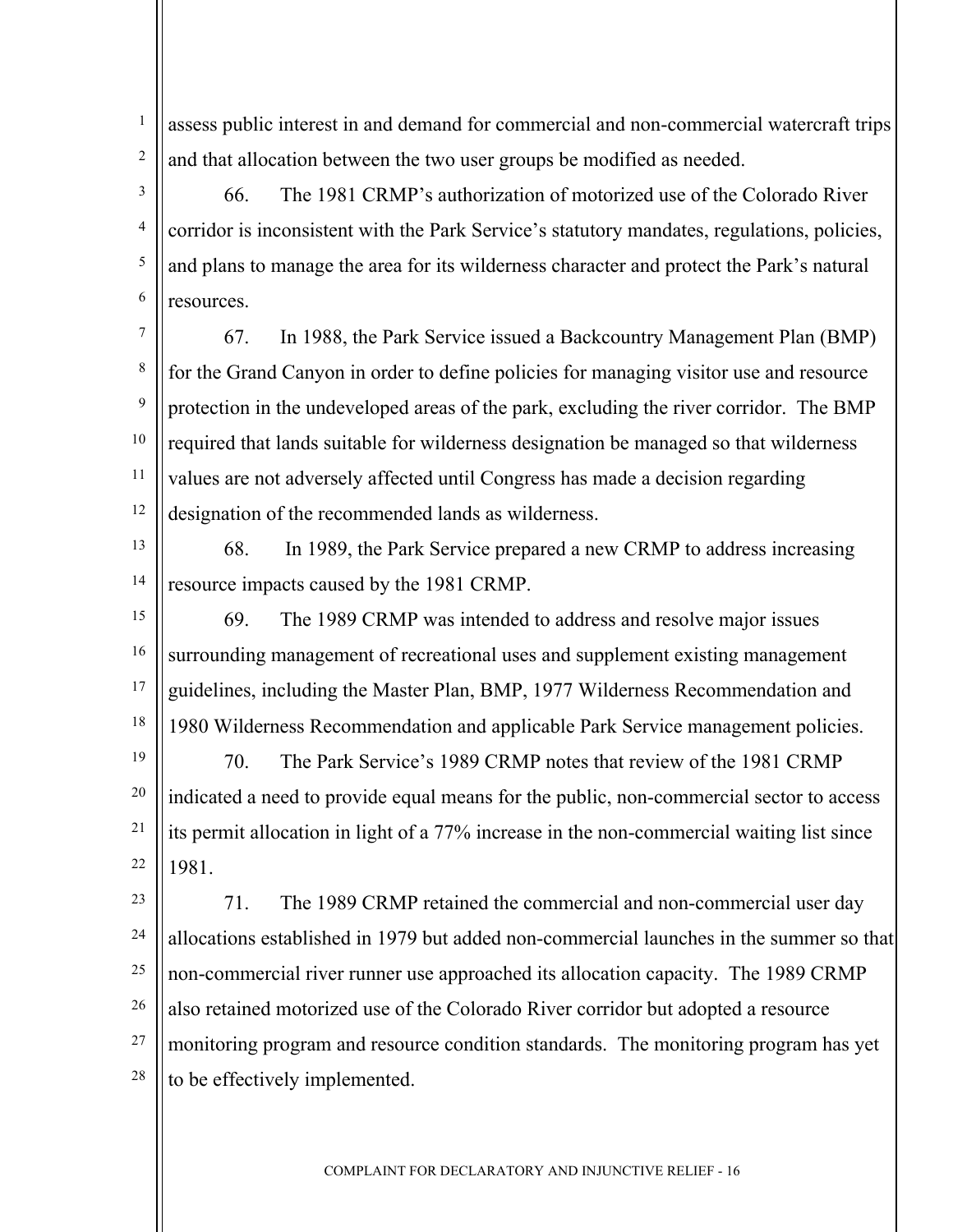assess public interest in and demand for commercial and non-commercial watercraft trips and that allocation between the two user groups be modified as needed.

66. The 1981 CRMP's authorization of motorized use of the Colorado River corridor is inconsistent with the Park Service's statutory mandates, regulations, policies, and plans to manage the area for its wilderness character and protect the Park's natural resources.

67. In 1988, the Park Service issued a Backcountry Management Plan (BMP) for the Grand Canyon in order to define policies for managing visitor use and resource protection in the undeveloped areas of the park, excluding the river corridor. The BMP required that lands suitable for wilderness designation be managed so that wilderness values are not adversely affected until Congress has made a decision regarding designation of the recommended lands as wilderness.

68. In 1989, the Park Service prepared a new CRMP to address increasing resource impacts caused by the 1981 CRMP.

69. The 1989 CRMP was intended to address and resolve major issues surrounding management of recreational uses and supplement existing management guidelines, including the Master Plan, BMP, 1977 Wilderness Recommendation and 1980 Wilderness Recommendation and applicable Park Service management policies.

70. The Park Service's 1989 CRMP notes that review of the 1981 CRMP indicated a need to provide equal means for the public, non-commercial sector to access its permit allocation in light of a 77% increase in the non-commercial waiting list since 1981.

71. The 1989 CRMP retained the commercial and non-commercial user day allocations established in 1979 but added non-commercial launches in the summer so that non-commercial river runner use approached its allocation capacity. The 1989 CRMP also retained motorized use of the Colorado River corridor but adopted a resource monitoring program and resource condition standards. The monitoring program has yet to be effectively implemented.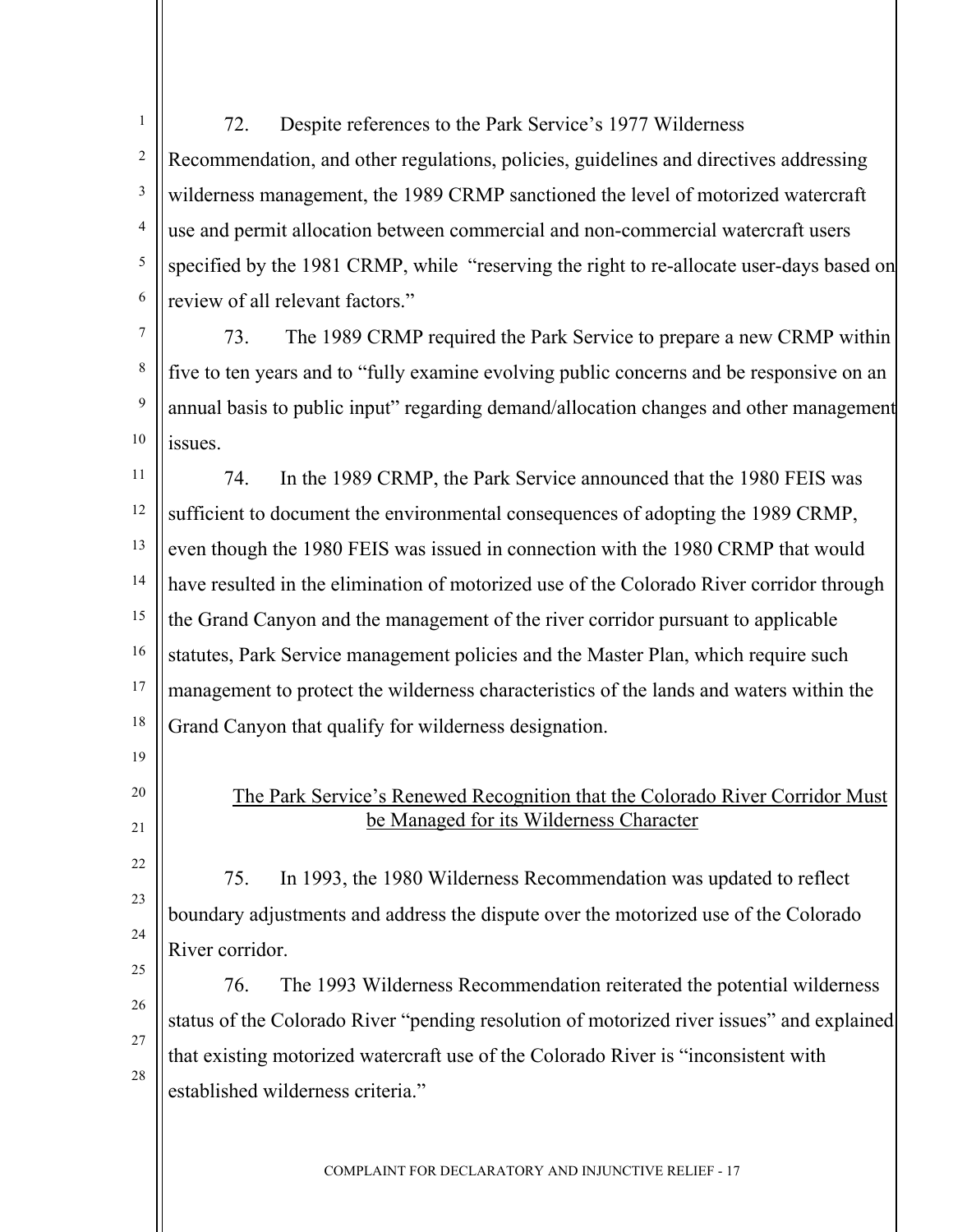72. Despite references to the Park Service's 1977 Wilderness Recommendation, and other regulations, policies, guidelines and directives addressing wilderness management, the 1989 CRMP sanctioned the level of motorized watercraft use and permit allocation between commercial and non-commercial watercraft users specified by the 1981 CRMP, while "reserving the right to re-allocate user-days based on review of all relevant factors."

73. The 1989 CRMP required the Park Service to prepare a new CRMP within five to ten years and to "fully examine evolving public concerns and be responsive on an annual basis to public input" regarding demand/allocation changes and other management issues.

74. In the 1989 CRMP, the Park Service announced that the 1980 FEIS was sufficient to document the environmental consequences of adopting the 1989 CRMP, even though the 1980 FEIS was issued in connection with the 1980 CRMP that would have resulted in the elimination of motorized use of the Colorado River corridor through the Grand Canyon and the management of the river corridor pursuant to applicable statutes, Park Service management policies and the Master Plan, which require such management to protect the wilderness characteristics of the lands and waters within the Grand Canyon that qualify for wilderness designation.

<u>The Park Service's Renewed Recognition that the Colorado River Corridor Must be Managed for its Wilderness Character</u>

75. In 1993, the 1980 Wilderness Recommendation was updated to reflect boundary adjustments and address the dispute over the motorized use of the Colorado River corridor.

76. The 1993 Wilderness Recommendation reiterated the potential wilderness status of the Colorado River "pending resolution of motorized river issues" and explained that existing motorized watercraft use of the Colorado River is "inconsistent with established wilderness criteria."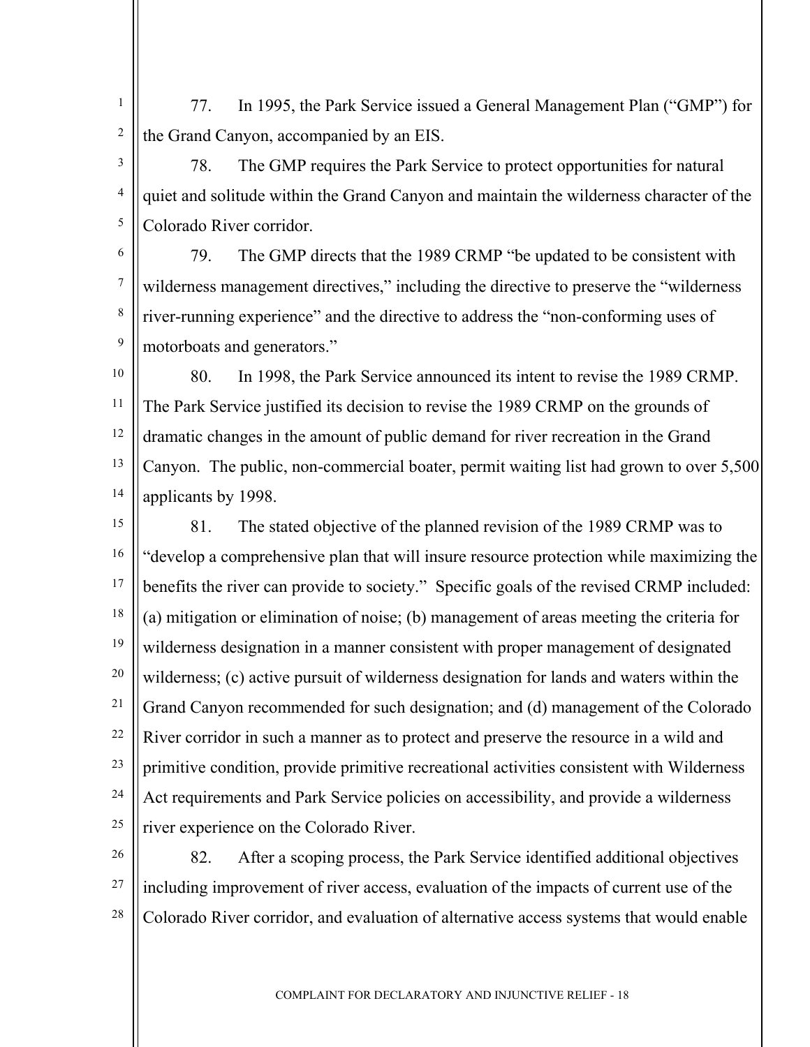77. In 1995, the Park Service issued a General Management Plan ("GMP") for the Grand Canyon, accompanied by an EIS.

78. The GMP requires the Park Service to protect opportunities for natural quiet and solitude within the Grand Canyon and maintain the wilderness character of the Colorado River corridor.

79. The GMP directs that the 1989 CRMP "be updated to be consistent with wilderness management directives," including the directive to preserve the "wilderness river-running experience" and the directive to address the "non-conforming uses of motorboats and generators."

80. In 1998, the Park Service announced its intent to revise the 1989 CRMP. The Park Service justified its decision to revise the 1989 CRMP on the grounds of dramatic changes in the amount of public demand for river recreation in the Grand Canyon. The public, non-commercial boater, permit waiting list had grown to over 5,500 applicants by 1998.

81. The stated objective of the planned revision of the 1989 CRMP was to "develop a comprehensive plan that will insure resource protection while maximizing the benefits the river can provide to society." Specific goals of the revised CRMP included: (a) mitigation or elimination of noise; (b) management of areas meeting the criteria for wilderness designation in a manner consistent with proper management of designated wilderness; (c) active pursuit of wilderness designation for lands and waters within the Grand Canyon recommended for such designation; and (d) management of the Colorado River corridor in such a manner as to protect and preserve the resource in a wild and primitive condition, provide primitive recreational activities consistent with Wilderness Act requirements and Park Service policies on accessibility, and provide a wilderness river experience on the Colorado River.

82. After a scoping process, the Park Service identified additional objectives including improvement of river access, evaluation of the impacts of current use of the Colorado River corridor, and evaluation of alternative access systems that would enable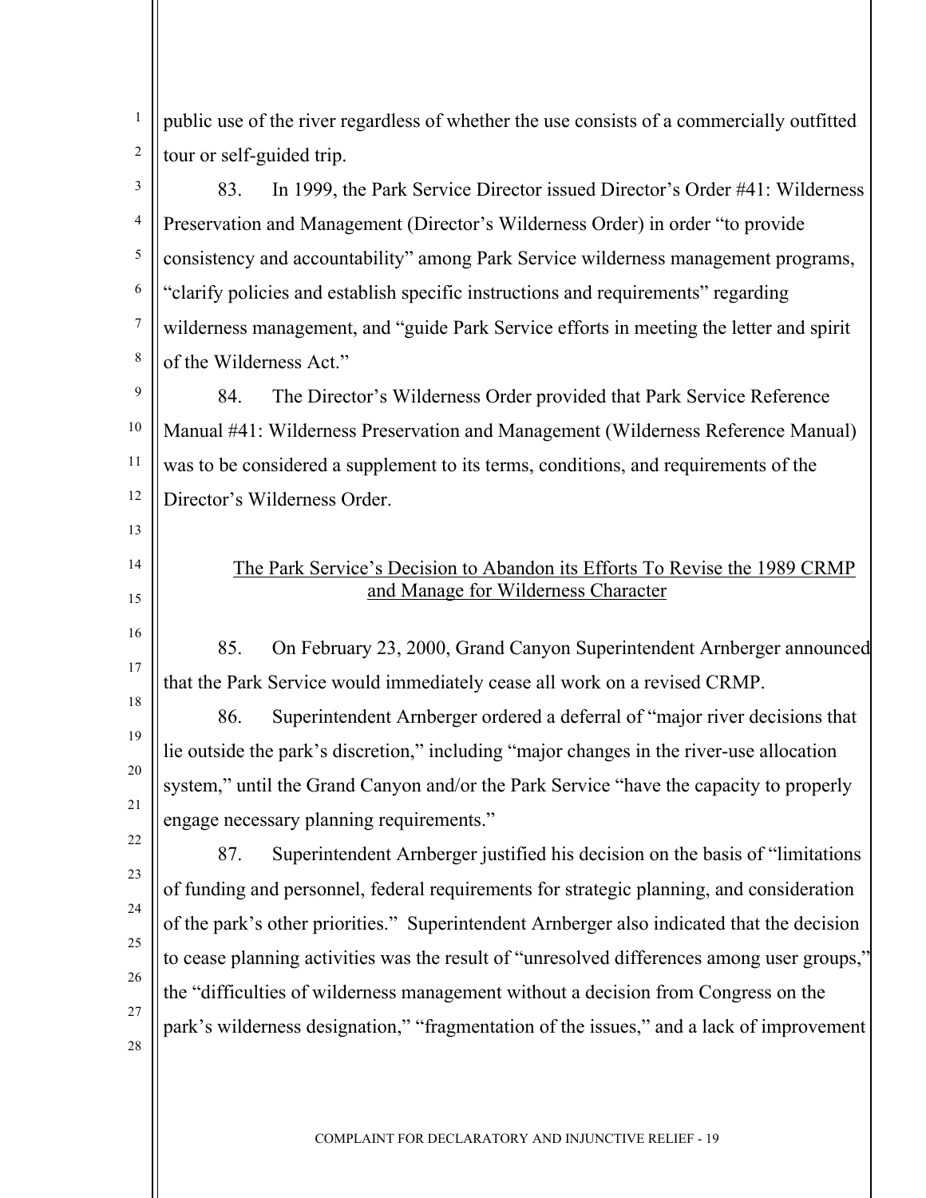public use of the river regardless of whether the use consists of a commercially outfitted tour or self-guided trip.

83. In 1999, the Park Service Director issued Director's Order #41: Wilderness Preservation and Management (Director's Wilderness Order) in order "to provide consistency and accountability" among Park Service wilderness management programs, "clarify policies and establish specific instructions and requirements" regarding wilderness management, and "guide Park Service efforts in meeting the letter and spirit of the Wilderness Act."

84. The Director's Wilderness Order provided that Park Service Reference Manual #41: Wilderness Preservation and Management (Wilderness Reference Manual) was to be considered a supplement to its terms, conditions, and requirements of the Director's Wilderness Order.

## The Park Service's Decision to Abandon its Efforts To Revise the 1989 CRMP and Manage for Wilderness Character

85. On February 23, 2000, Grand Canyon Superintendent Arnberger announced that the Park Service would immediately cease all work on a revised CRMP.

86. Superintendent Arnberger ordered a deferral of "major river decisions that lie outside the park's discretion," including "major changes in the river-use allocation system," until the Grand Canyon and/or the Park Service "have the capacity to properly engage necessary planning requirements."

87. Superintendent Arnberger justified his decision on the basis of "limitations of funding and personnel, federal requirements for strategic planning, and consideration of the park's other priorities." Superintendent Arnberger also indicated that the decision to cease planning activities was the result of "unresolved differences among user groups," the "difficulties of wilderness management without a decision from Congress on the park's wilderness designation," "fragmentation of the issues," and a lack of improvement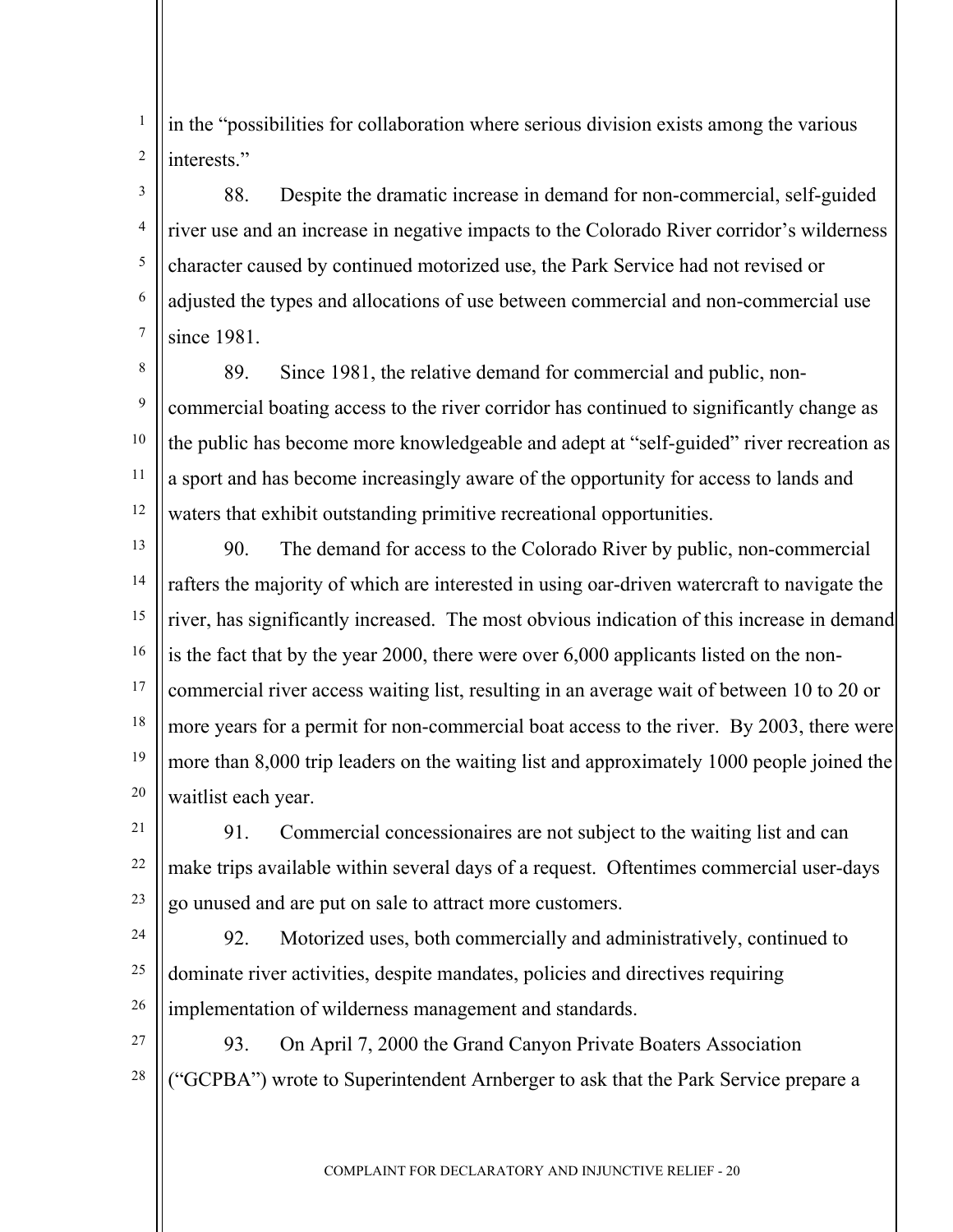in the "possibilities for collaboration where serious division exists among the various interests."

88. Despite the dramatic increase in demand for non-commercial, self-guided river use and an increase in negative impacts to the Colorado River corridor's wilderness character caused by continued motorized use, the Park Service had not revised or adjusted the types and allocations of use between commercial and non-commercial use since 1981.

89. Since 1981, the relative demand for commercial and public, non-commercial boating access to the river corridor has continued to significantly change as the public has become more knowledgeable and adept at "self-guided" river recreation as a sport and has become increasingly aware of the opportunity for access to lands and waters that exhibit outstanding primitive recreational opportunities.

90. The demand for access to the Colorado River by public, non-commercial rafters the majority of which are interested in using oar-driven watercraft to navigate the river, has significantly increased. The most obvious indication of this increase in demand is the fact that by the year 2000, there were over 6,000 applicants listed on the non-commercial river access waiting list, resulting in an average wait of between 10 to 20 or more years for a permit for non-commercial boat access to the river. By 2003, there were more than 8,000 trip leaders on the waiting list and approximately 1000 people joined the waitlist each year.

91. Commercial concessionaires are not subject to the waiting list and can make trips available within several days of a request. Oftentimes commercial user-days go unused and are put on sale to attract more customers.

92. Motorized uses, both commercially and administratively, continued to dominate river activities, despite mandates, policies and directives requiring implementation of wilderness management and standards.

93. On April 7, 2000 the Grand Canyon Private Boaters Association ("GCPBA") wrote to Superintendent Arnberger to ask that the Park Service prepare a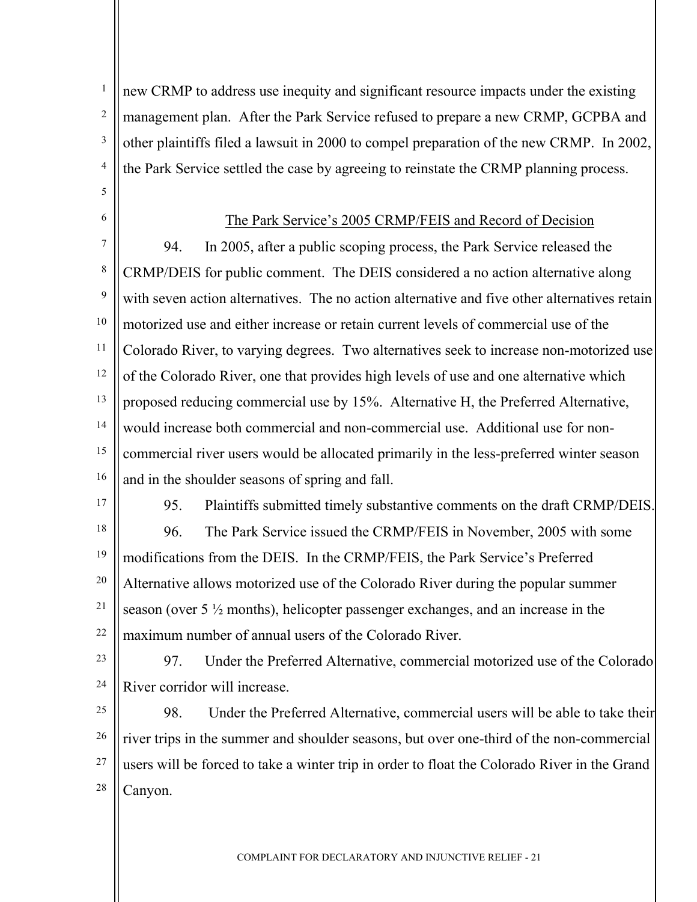new CRMP to address use inequity and significant resource impacts under the existing management plan. After the Park Service refused to prepare a new CRMP, GCPBA and other plaintiffs filed a lawsuit in 2000 to compel preparation of the new CRMP. In 2002, the Park Service settled the case by agreeing to reinstate the CRMP planning process.

<u>The Park Service's 2005 CRMP/FEIS and Record of Decision</u>

94. In 2005, after a public scoping process, the Park Service released the CRMP/DEIS for public comment. The DEIS considered a no action alternative along with seven action alternatives. The no action alternative and five other alternatives retain motorized use and either increase or retain current levels of commercial use of the Colorado River, to varying degrees. Two alternatives seek to increase non-motorized use of the Colorado River, one that provides high levels of use and one alternative which proposed reducing commercial use by 15%. Alternative H, the Preferred Alternative, would increase both commercial and non-commercial use. Additional use for non-commercial river users would be allocated primarily in the less-preferred winter season and in the shoulder seasons of spring and fall.

95. Plaintiffs submitted timely substantive comments on the draft CRMP/DEIS.

96. The Park Service issued the CRMP/FEIS in November, 2005 with some modifications from the DEIS. In the CRMP/FEIS, the Park Service's Preferred Alternative allows motorized use of the Colorado River during the popular summer season (over 5 ½ months), helicopter passenger exchanges, and an increase in the maximum number of annual users of the Colorado River.

97. Under the Preferred Alternative, commercial motorized use of the Colorado River corridor will increase.

98. Under the Preferred Alternative, commercial users will be able to take their river trips in the summer and shoulder seasons, but over one-third of the non-commercial users will be forced to take a winter trip in order to float the Colorado River in the Grand Canyon.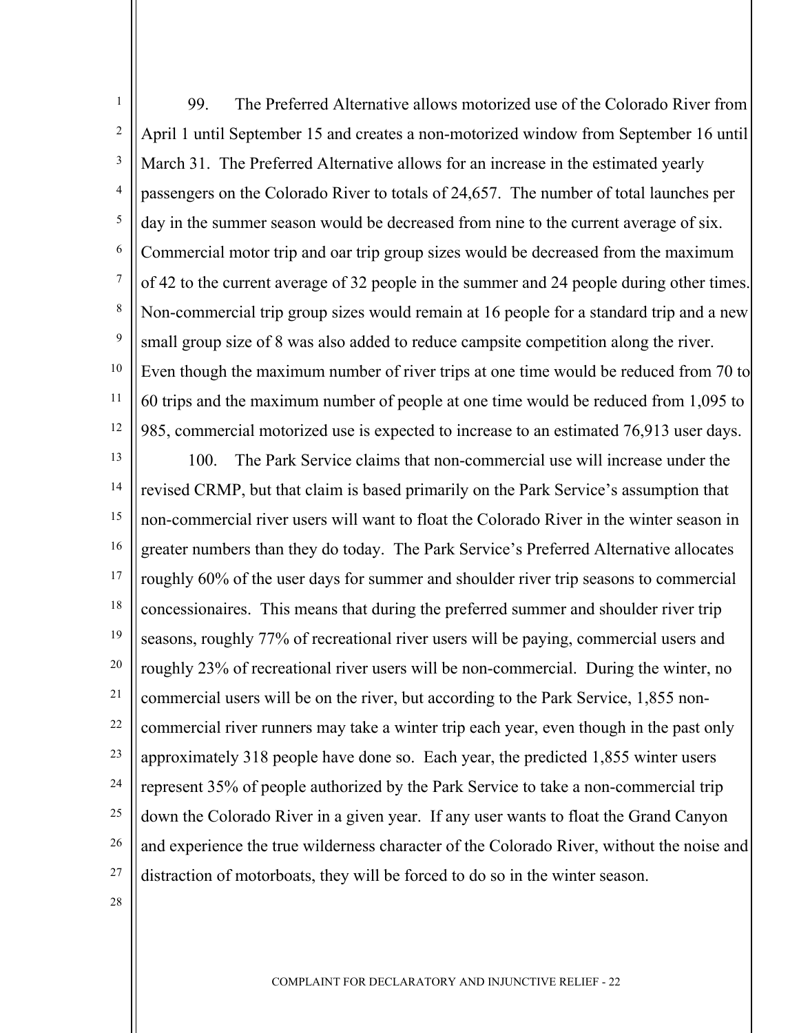99. The Preferred Alternative allows motorized use of the Colorado River from April 1 until September 15 and creates a non-motorized window from September 16 until March 31. The Preferred Alternative allows for an increase in the estimated yearly passengers on the Colorado River to totals of 24,657. The number of total launches per day in the summer season would be decreased from nine to the current average of six. Commercial motor trip and oar trip group sizes would be decreased from the maximum of 42 to the current average of 32 people in the summer and 24 people during other times. Non-commercial trip group sizes would remain at 16 people for a standard trip and a new small group size of 8 was also added to reduce campsite competition along the river. Even though the maximum number of river trips at one time would be reduced from 70 to 60 trips and the maximum number of people at one time would be reduced from 1,095 to 985, commercial motorized use is expected to increase to an estimated 76,913 user days.

100. The Park Service claims that non-commercial use will increase under the revised CRMP, but that claim is based primarily on the Park Service's assumption that non-commercial river users will want to float the Colorado River in the winter season in greater numbers than they do today. The Park Service's Preferred Alternative allocates roughly 60% of the user days for summer and shoulder river trip seasons to commercial concessionaires. This means that during the preferred summer and shoulder river trip seasons, roughly 77% of recreational river users will be paying, commercial users and roughly 23% of recreational river users will be non-commercial. During the winter, no commercial users will be on the river, but according to the Park Service, 1,855 non-commercial river runners may take a winter trip each year, even though in the past only approximately 318 people have done so. Each year, the predicted 1,855 winter users represent 35% of people authorized by the Park Service to take a non-commercial trip down the Colorado River in a given year. If any user wants to float the Grand Canyon and experience the true wilderness character of the Colorado River, without the noise and distraction of motorboats, they will be forced to do so in the winter season.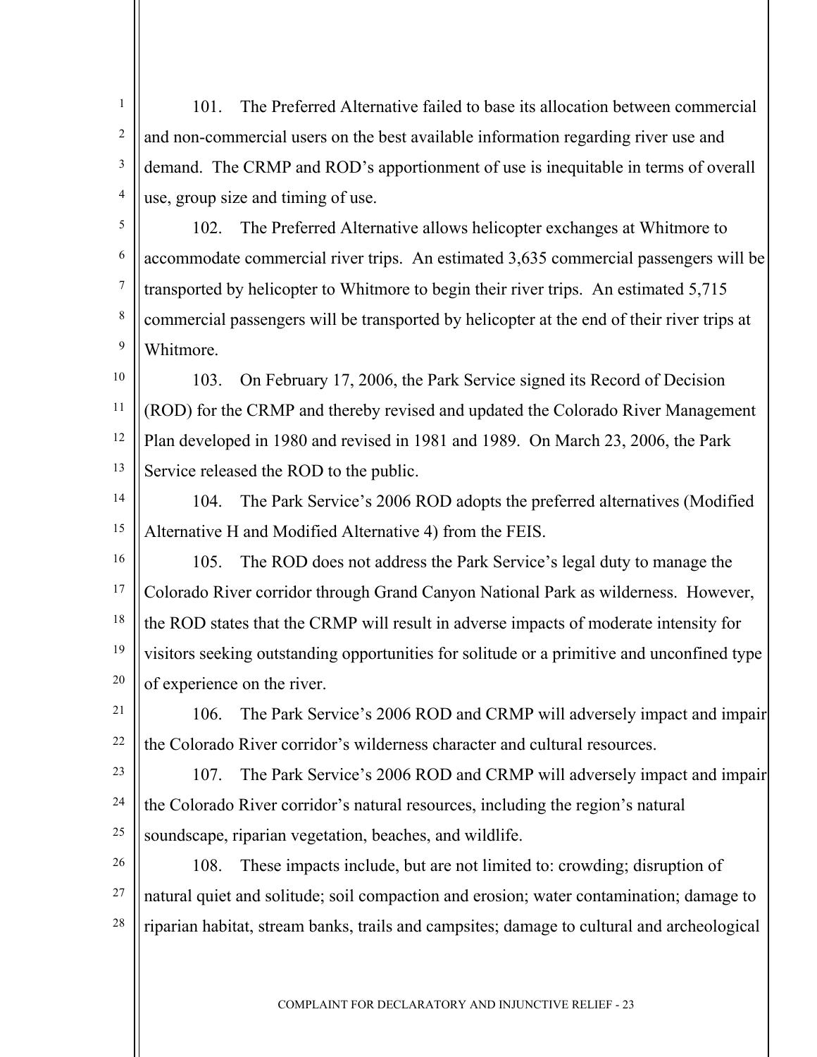101. The Preferred Alternative failed to base its allocation between commercial and non-commercial users on the best available information regarding river use and demand. The CRMP and ROD's apportionment of use is inequitable in terms of overall use, group size and timing of use.

102. The Preferred Alternative allows helicopter exchanges at Whitmore to accommodate commercial river trips. An estimated 3,635 commercial passengers will be transported by helicopter to Whitmore to begin their river trips. An estimated 5,715 commercial passengers will be transported by helicopter at the end of their river trips at Whitmore.

103. On February 17, 2006, the Park Service signed its Record of Decision (ROD) for the CRMP and thereby revised and updated the Colorado River Management Plan developed in 1980 and revised in 1981 and 1989. On March 23, 2006, the Park Service released the ROD to the public.

104. The Park Service's 2006 ROD adopts the preferred alternatives (Modified Alternative H and Modified Alternative 4) from the FEIS.

105. The ROD does not address the Park Service's legal duty to manage the Colorado River corridor through Grand Canyon National Park as wilderness. However, the ROD states that the CRMP will result in adverse impacts of moderate intensity for visitors seeking outstanding opportunities for solitude or a primitive and unconfined type of experience on the river.

106. The Park Service's 2006 ROD and CRMP will adversely impact and impair the Colorado River corridor's wilderness character and cultural resources.

107. The Park Service's 2006 ROD and CRMP will adversely impact and impair the Colorado River corridor's natural resources, including the region's natural soundscape, riparian vegetation, beaches, and wildlife.

108. These impacts include, but are not limited to: crowding; disruption of natural quiet and solitude; soil compaction and erosion; water contamination; damage to riparian habitat, stream banks, trails and campsites; damage to cultural and archeological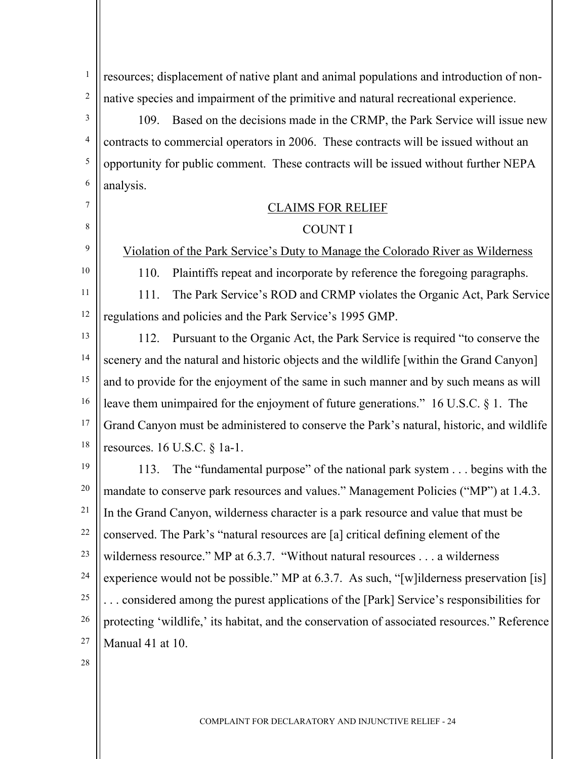resources; displacement of native plant and animal populations and introduction of non-native species and impairment of the primitive and natural recreational experience.

109. Based on the decisions made in the CRMP, the Park Service will issue new contracts to commercial operators in 2006. These contracts will be issued without an opportunity for public comment. These contracts will be issued without further NEPA analysis.

## CLAIMS FOR RELIEF

### COUNT I

### Violation of the Park Service's Duty to Manage the Colorado River as Wilderness

110. Plaintiffs repeat and incorporate by reference the foregoing paragraphs.

111. The Park Service's ROD and CRMP violates the Organic Act, Park Service regulations and policies and the Park Service's 1995 GMP.

112. Pursuant to the Organic Act, the Park Service is required "to conserve the scenery and the natural and historic objects and the wildlife [within the Grand Canyon] and to provide for the enjoyment of the same in such manner and by such means as will leave them unimpaired for the enjoyment of future generations." 16 U.S.C. § 1. The Grand Canyon must be administered to conserve the Park's natural, historic, and wildlife resources. 16 U.S.C. § 1a-1.

113. The "fundamental purpose" of the national park system . . . begins with the mandate to conserve park resources and values." Management Policies ("MP") at 1.4.3. In the Grand Canyon, wilderness character is a park resource and value that must be conserved. The Park's "natural resources are [a] critical defining element of the wilderness resource." MP at 6.3.7. "Without natural resources . . . a wilderness experience would not be possible." MP at 6.3.7. As such, "[w]ilderness preservation [is] . . . considered among the purest applications of the [Park] Service's responsibilities for protecting 'wildlife,' its habitat, and the conservation of associated resources." Reference Manual 41 at 10.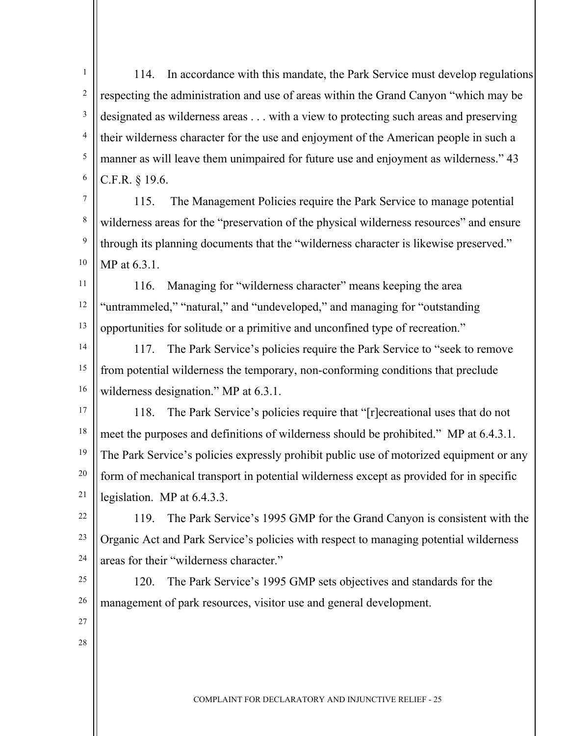114. In accordance with this mandate, the Park Service must develop regulations respecting the administration and use of areas within the Grand Canyon "which may be designated as wilderness areas . . . with a view to protecting such areas and preserving their wilderness character for the use and enjoyment of the American people in such a manner as will leave them unimpaired for future use and enjoyment as wilderness." 43 C.F.R. § 19.6.

115. The Management Policies require the Park Service to manage potential wilderness areas for the "preservation of the physical wilderness resources" and ensure through its planning documents that the "wilderness character is likewise preserved." MP at 6.3.1.

116. Managing for "wilderness character" means keeping the area "untrammeled," "natural," and "undeveloped," and managing for "outstanding opportunities for solitude or a primitive and unconfined type of recreation."

117. The Park Service's policies require the Park Service to "seek to remove from potential wilderness the temporary, non-conforming conditions that preclude wilderness designation." MP at 6.3.1.

118. The Park Service's policies require that "[r]ecreational uses that do not meet the purposes and definitions of wilderness should be prohibited." MP at 6.4.3.1. The Park Service's policies expressly prohibit public use of motorized equipment or any form of mechanical transport in potential wilderness except as provided for in specific legislation. MP at 6.4.3.3.

119. The Park Service's 1995 GMP for the Grand Canyon is consistent with the Organic Act and Park Service's policies with respect to managing potential wilderness areas for their "wilderness character."

120. The Park Service's 1995 GMP sets objectives and standards for the management of park resources, visitor use and general development.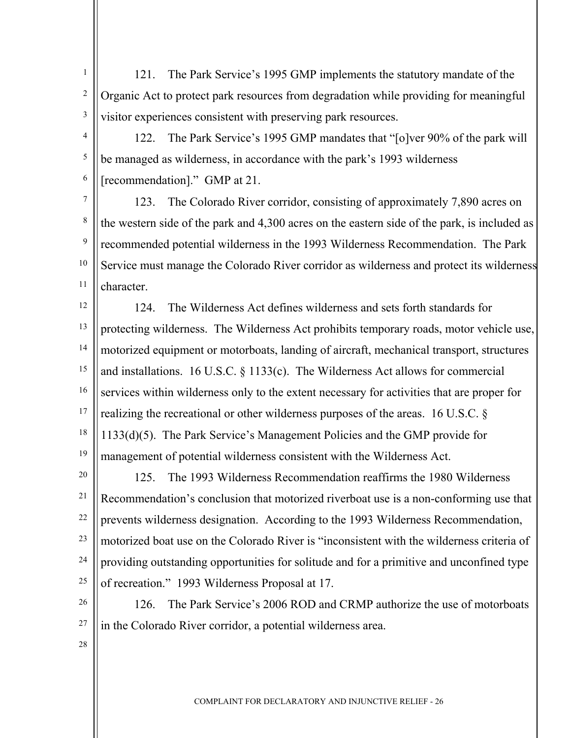121. The Park Service's 1995 GMP implements the statutory mandate of the Organic Act to protect park resources from degradation while providing for meaningful visitor experiences consistent with preserving park resources.

122. The Park Service's 1995 GMP mandates that "[o]ver 90% of the park will be managed as wilderness, in accordance with the park's 1993 wilderness [recommendation]." GMP at 21.

123. The Colorado River corridor, consisting of approximately 7,890 acres on the western side of the park and 4,300 acres on the eastern side of the park, is included as recommended potential wilderness in the 1993 Wilderness Recommendation. The Park Service must manage the Colorado River corridor as wilderness and protect its wilderness character.

124. The Wilderness Act defines wilderness and sets forth standards for protecting wilderness. The Wilderness Act prohibits temporary roads, motor vehicle use, motorized equipment or motorboats, landing of aircraft, mechanical transport, structures and installations. 16 U.S.C. § 1133(c). The Wilderness Act allows for commercial services within wilderness only to the extent necessary for activities that are proper for realizing the recreational or other wilderness purposes of the areas. 16 U.S.C. § 1133(d)(5). The Park Service's Management Policies and the GMP provide for management of potential wilderness consistent with the Wilderness Act.

125. The 1993 Wilderness Recommendation reaffirms the 1980 Wilderness Recommendation's conclusion that motorized riverboat use is a non-conforming use that prevents wilderness designation. According to the 1993 Wilderness Recommendation, motorized boat use on the Colorado River is "inconsistent with the wilderness criteria of providing outstanding opportunities for solitude and for a primitive and unconfined type of recreation." 1993 Wilderness Proposal at 17.

126. The Park Service's 2006 ROD and CRMP authorize the use of motorboats in the Colorado River corridor, a potential wilderness area.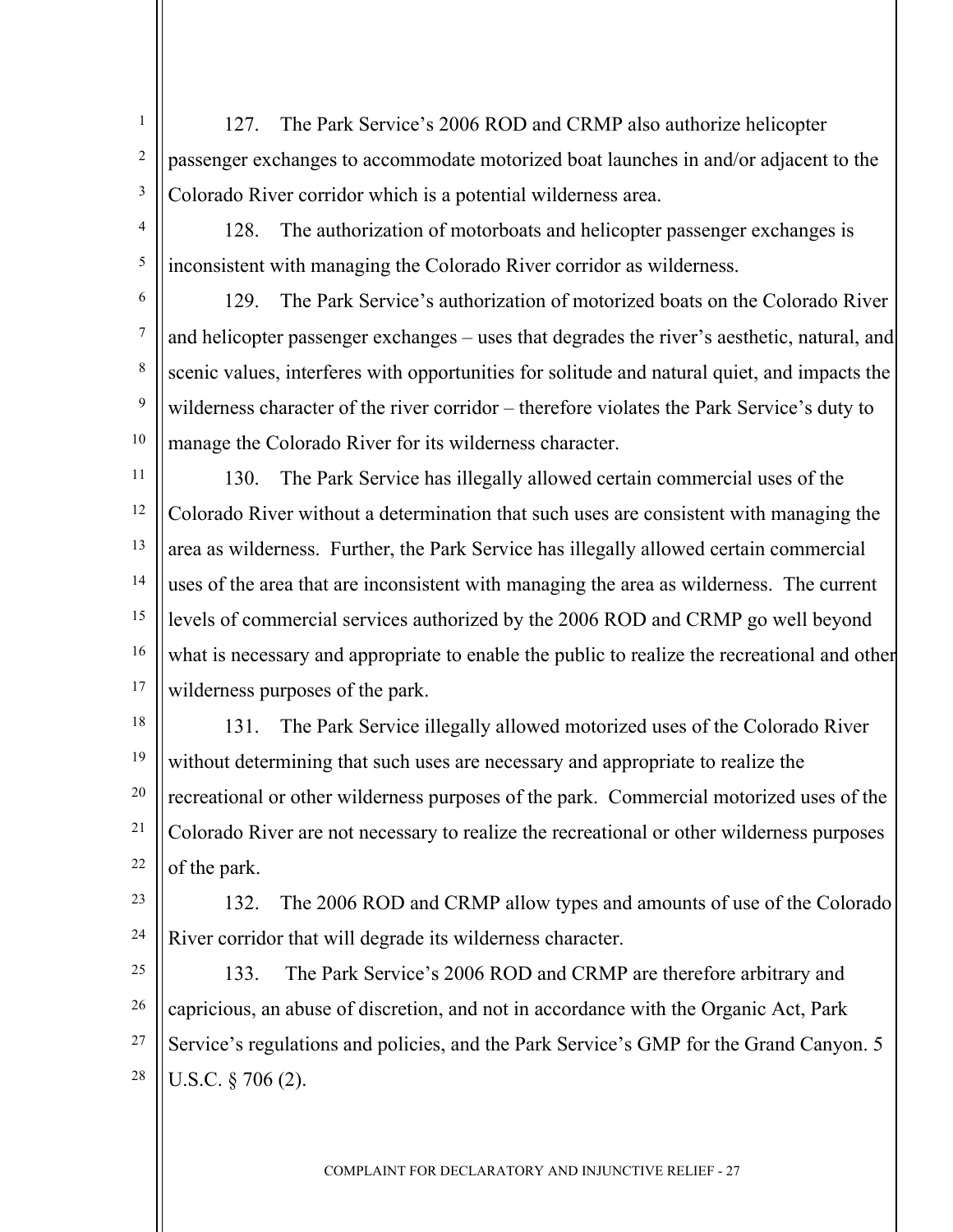127. The Park Service's 2006 ROD and CRMP also authorize helicopter passenger exchanges to accommodate motorized boat launches in and/or adjacent to the Colorado River corridor which is a potential wilderness area.

128. The authorization of motorboats and helicopter passenger exchanges is inconsistent with managing the Colorado River corridor as wilderness.

129. The Park Service's authorization of motorized boats on the Colorado River and helicopter passenger exchanges – uses that degrades the river's aesthetic, natural, and scenic values, interferes with opportunities for solitude and natural quiet, and impacts the wilderness character of the river corridor – therefore violates the Park Service's duty to manage the Colorado River for its wilderness character.

130. The Park Service has illegally allowed certain commercial uses of the Colorado River without a determination that such uses are consistent with managing the area as wilderness. Further, the Park Service has illegally allowed certain commercial uses of the area that are inconsistent with managing the area as wilderness. The current levels of commercial services authorized by the 2006 ROD and CRMP go well beyond what is necessary and appropriate to enable the public to realize the recreational and other wilderness purposes of the park.

131. The Park Service illegally allowed motorized uses of the Colorado River without determining that such uses are necessary and appropriate to realize the recreational or other wilderness purposes of the park. Commercial motorized uses of the Colorado River are not necessary to realize the recreational or other wilderness purposes of the park.

132. The 2006 ROD and CRMP allow types and amounts of use of the Colorado River corridor that will degrade its wilderness character.

133. The Park Service's 2006 ROD and CRMP are therefore arbitrary and capricious, an abuse of discretion, and not in accordance with the Organic Act, Park Service's regulations and policies, and the Park Service's GMP for the Grand Canyon. 5 U.S.C. § 706 (2).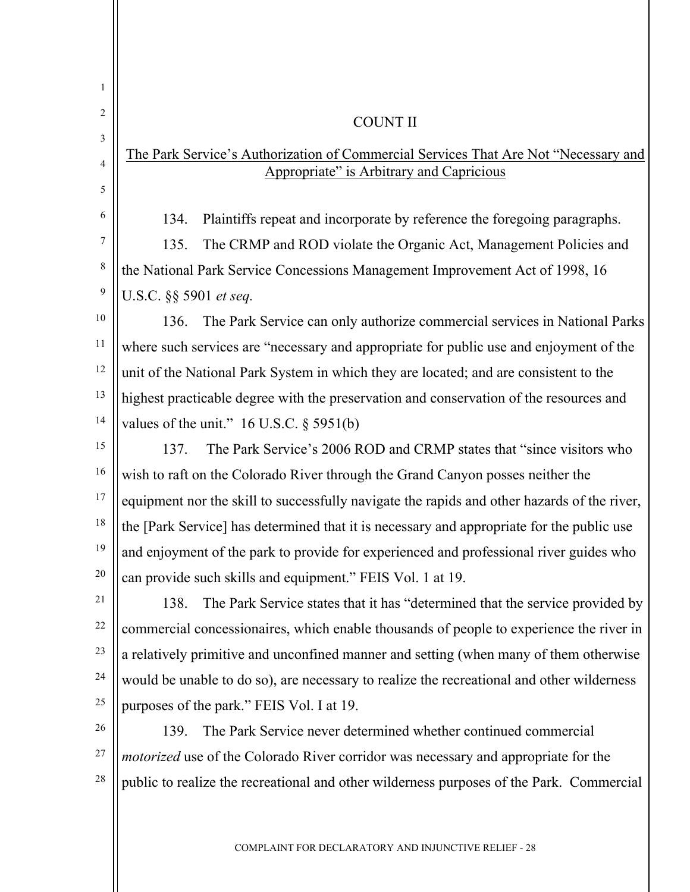## COUNT II

## The Park Service's Authorization of Commercial Services That Are Not "Necessary and Appropriate" is Arbitrary and Capricious

134. Plaintiffs repeat and incorporate by reference the foregoing paragraphs.

135. The CRMP and ROD violate the Organic Act, Management Policies and the National Park Service Concessions Management Improvement Act of 1998, 16 U.S.C. §§ 5901 *et seq.*

136. The Park Service can only authorize commercial services in National Parks where such services are "necessary and appropriate for public use and enjoyment of the unit of the National Park System in which they are located; and are consistent to the highest practicable degree with the preservation and conservation of the resources and values of the unit." 16 U.S.C. § 5951(b)

137. The Park Service's 2006 ROD and CRMP states that "since visitors who wish to raft on the Colorado River through the Grand Canyon posses neither the equipment nor the skill to successfully navigate the rapids and other hazards of the river, the [Park Service] has determined that it is necessary and appropriate for the public use and enjoyment of the park to provide for experienced and professional river guides who can provide such skills and equipment." FEIS Vol. 1 at 19.

138. The Park Service states that it has "determined that the service provided by commercial concessionaires, which enable thousands of people to experience the river in a relatively primitive and unconfined manner and setting (when many of them otherwise would be unable to do so), are necessary to realize the recreational and other wilderness purposes of the park." FEIS Vol. I at 19.

139. The Park Service never determined whether continued commercial *motorized* use of the Colorado River corridor was necessary and appropriate for the public to realize the recreational and other wilderness purposes of the Park. Commercial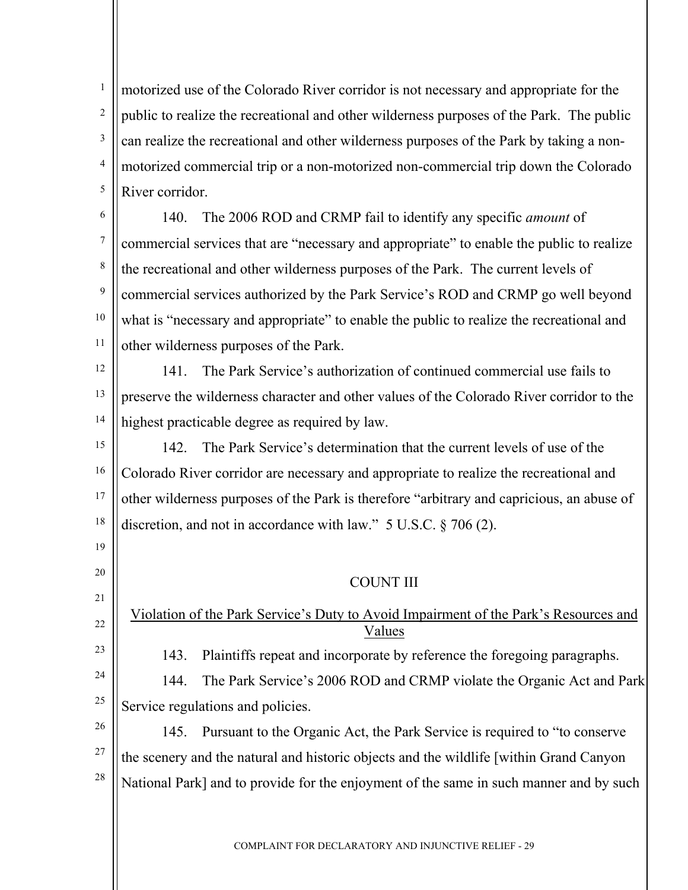motorized use of the Colorado River corridor is not necessary and appropriate for the public to realize the recreational and other wilderness purposes of the Park. The public can realize the recreational and other wilderness purposes of the Park by taking a non-motorized commercial trip or a non-motorized non-commercial trip down the Colorado River corridor.

140. The 2006 ROD and CRMP fail to identify any specific *amount* of commercial services that are "necessary and appropriate" to enable the public to realize the recreational and other wilderness purposes of the Park. The current levels of commercial services authorized by the Park Service's ROD and CRMP go well beyond what is "necessary and appropriate" to enable the public to realize the recreational and other wilderness purposes of the Park.

141. The Park Service's authorization of continued commercial use fails to preserve the wilderness character and other values of the Colorado River corridor to the highest practicable degree as required by law.

142. The Park Service's determination that the current levels of use of the Colorado River corridor are necessary and appropriate to realize the recreational and other wilderness purposes of the Park is therefore "arbitrary and capricious, an abuse of discretion, and not in accordance with law." 5 U.S.C. § 706 (2).

## COUNT III

### Violation of the Park Service's Duty to Avoid Impairment of the Park's Resources and Values

143. Plaintiffs repeat and incorporate by reference the foregoing paragraphs.

144. The Park Service's 2006 ROD and CRMP violate the Organic Act and Park Service regulations and policies.

145. Pursuant to the Organic Act, the Park Service is required to "to conserve the scenery and the natural and historic objects and the wildlife [within Grand Canyon National Park] and to provide for the enjoyment of the same in such manner and by such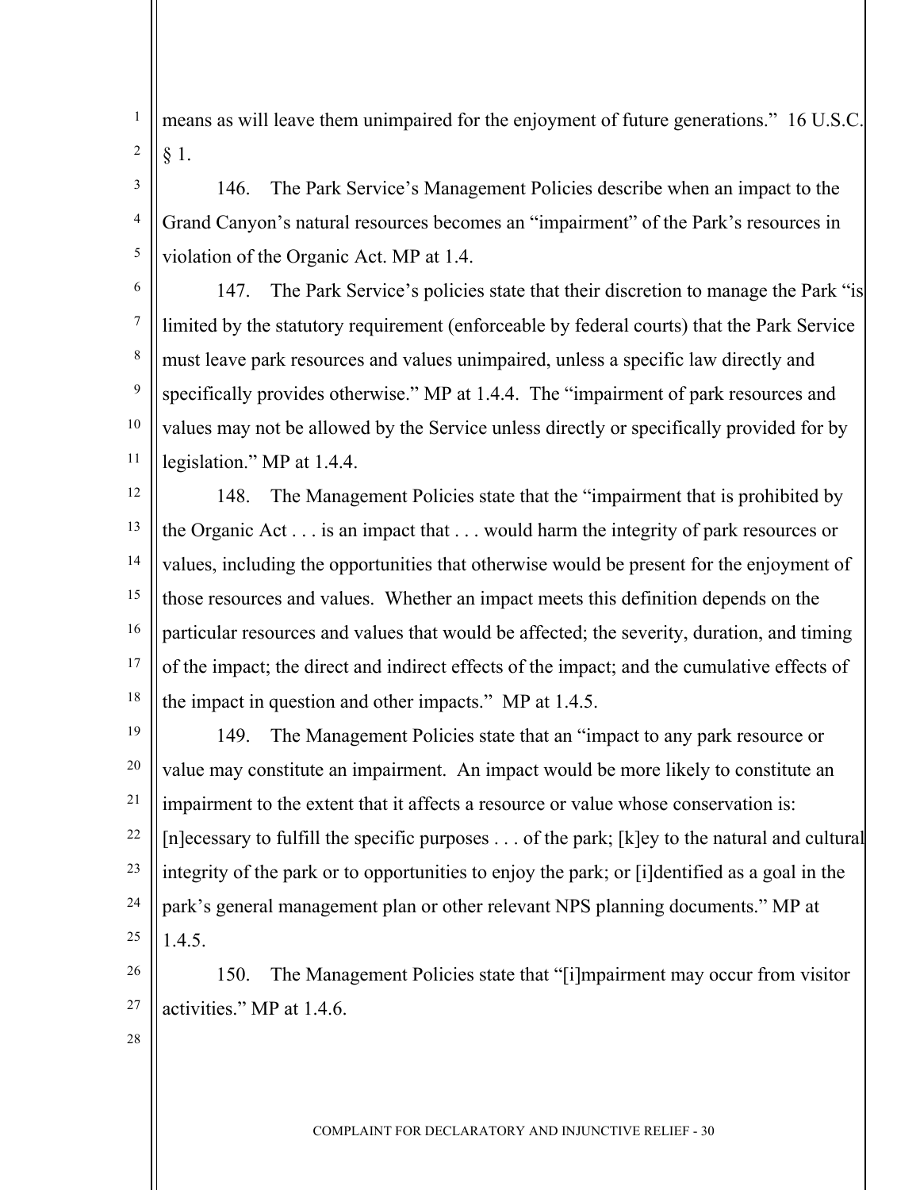means as will leave them unimpaired for the enjoyment of future generations." 16 U.S.C. § 1.

146. The Park Service's Management Policies describe when an impact to the Grand Canyon's natural resources becomes an "impairment" of the Park's resources in violation of the Organic Act. MP at 1.4.

147. The Park Service's policies state that their discretion to manage the Park "is limited by the statutory requirement (enforceable by federal courts) that the Park Service must leave park resources and values unimpaired, unless a specific law directly and specifically provides otherwise." MP at 1.4.4. The "impairment of park resources and values may not be allowed by the Service unless directly or specifically provided for by legislation." MP at 1.4.4.

148. The Management Policies state that the "impairment that is prohibited by the Organic Act . . . is an impact that . . . would harm the integrity of park resources or values, including the opportunities that otherwise would be present for the enjoyment of those resources and values. Whether an impact meets this definition depends on the particular resources and values that would be affected; the severity, duration, and timing of the impact; the direct and indirect effects of the impact; and the cumulative effects of the impact in question and other impacts." MP at 1.4.5.

149. The Management Policies state that an "impact to any park resource or value may constitute an impairment. An impact would be more likely to constitute an impairment to the extent that it affects a resource or value whose conservation is: [n]ecessary to fulfill the specific purposes . . . of the park; [k]ey to the natural and cultural integrity of the park or to opportunities to enjoy the park; or [i]dentified as a goal in the park's general management plan or other relevant NPS planning documents." MP at 1.4.5.

150. The Management Policies state that "[i]mpairment may occur from visitor activities." MP at 1.4.6.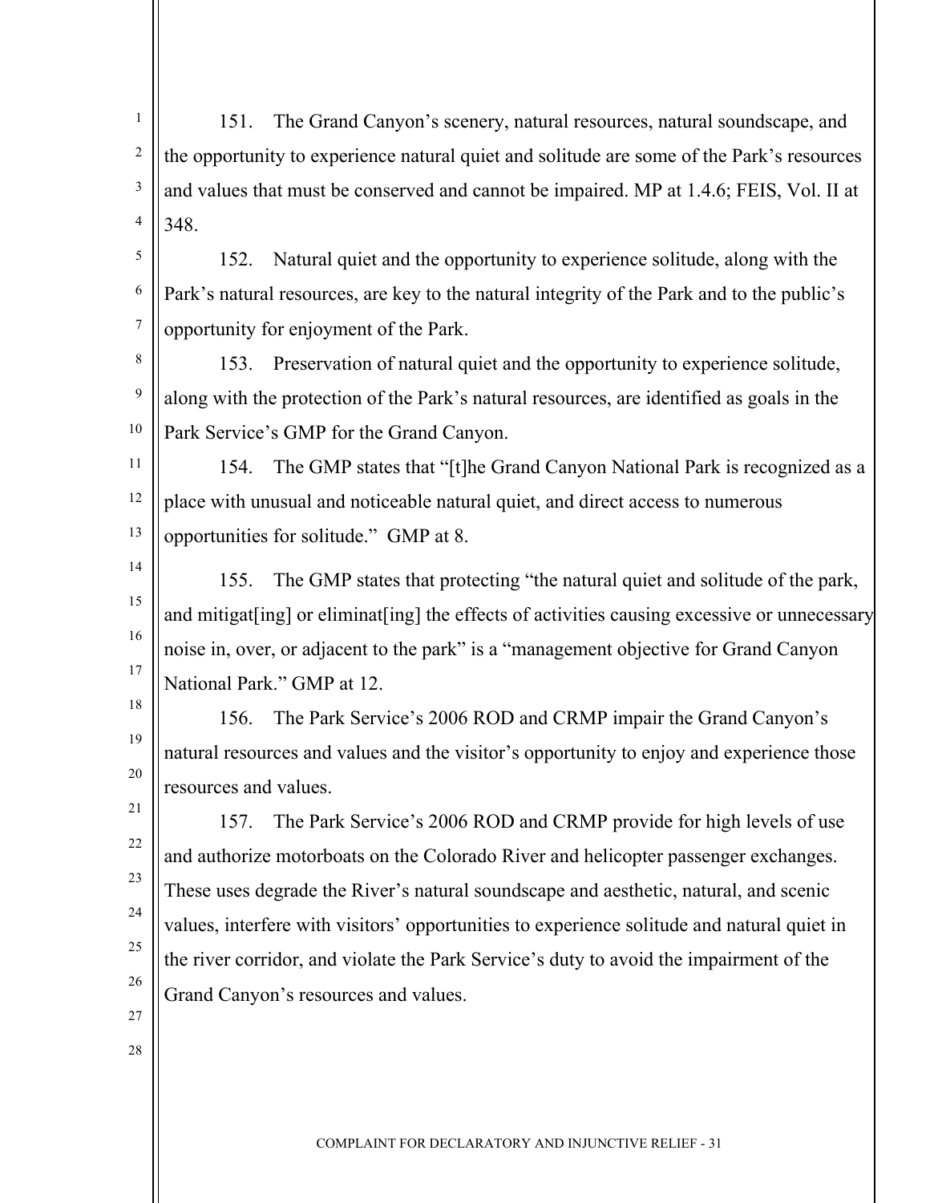151. The Grand Canyon's scenery, natural resources, natural soundscape, and the opportunity to experience natural quiet and solitude are some of the Park's resources and values that must be conserved and cannot be impaired. MP at 1.4.6; FEIS, Vol. II at 348.

152. Natural quiet and the opportunity to experience solitude, along with the Park's natural resources, are key to the natural integrity of the Park and to the public's opportunity for enjoyment of the Park.

153. Preservation of natural quiet and the opportunity to experience solitude, along with the protection of the Park's natural resources, are identified as goals in the Park Service's GMP for the Grand Canyon.

154. The GMP states that "[t]he Grand Canyon National Park is recognized as a place with unusual and noticeable natural quiet, and direct access to numerous opportunities for solitude." GMP at 8.

155. The GMP states that protecting "the natural quiet and solitude of the park, and mitigat[ing] or eliminat[ing] the effects of activities causing excessive or unnecessary noise in, over, or adjacent to the park" is a "management objective for Grand Canyon National Park." GMP at 12.

156. The Park Service's 2006 ROD and CRMP impair the Grand Canyon's natural resources and values and the visitor's opportunity to enjoy and experience those resources and values.

157. The Park Service's 2006 ROD and CRMP provide for high levels of use and authorize motorboats on the Colorado River and helicopter passenger exchanges. These uses degrade the River's natural soundscape and aesthetic, natural, and scenic values, interfere with visitors' opportunities to experience solitude and natural quiet in the river corridor, and violate the Park Service's duty to avoid the impairment of the Grand Canyon's resources and values.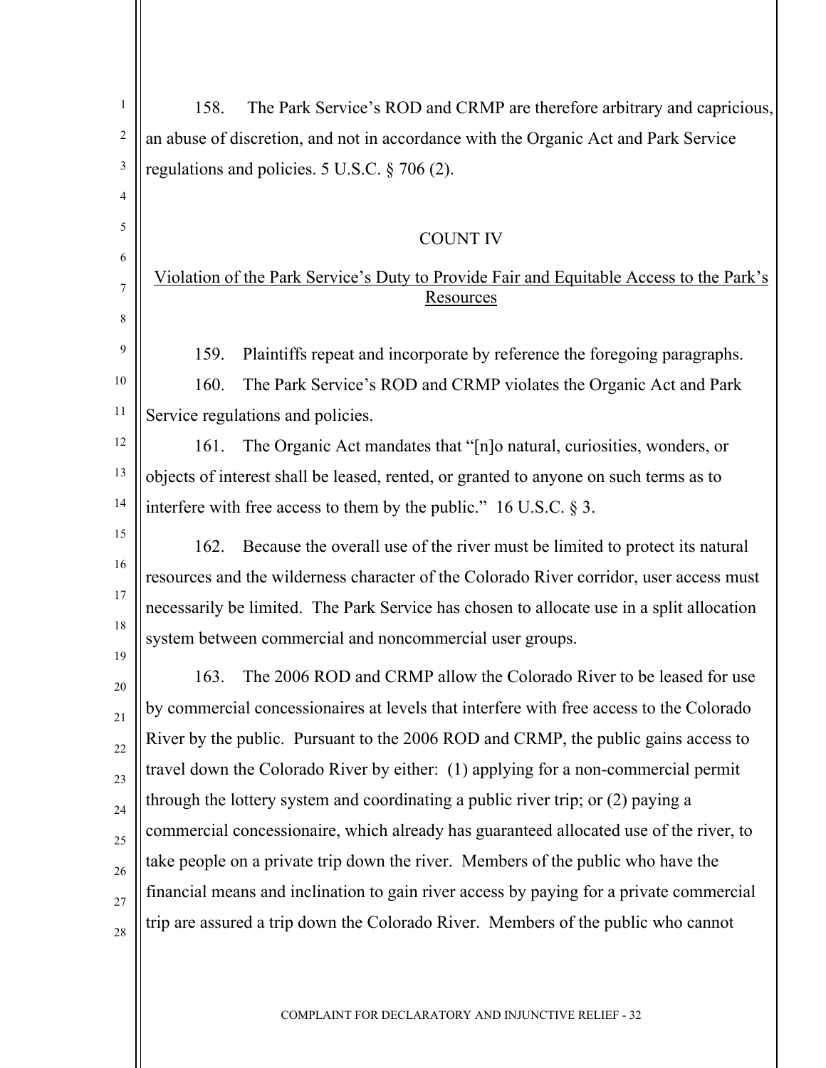158. The Park Service's ROD and CRMP are therefore arbitrary and capricious, an abuse of discretion, and not in accordance with the Organic Act and Park Service regulations and policies. 5 U.S.C. § 706 (2).

## COUNT IV

### Violation of the Park Service's Duty to Provide Fair and Equitable Access to the Park's Resources

159. Plaintiffs repeat and incorporate by reference the foregoing paragraphs.

160. The Park Service's ROD and CRMP violates the Organic Act and Park Service regulations and policies.

161. The Organic Act mandates that "[n]o natural, curiosities, wonders, or objects of interest shall be leased, rented, or granted to anyone on such terms as to interfere with free access to them by the public." 16 U.S.C. § 3.

162. Because the overall use of the river must be limited to protect its natural resources and the wilderness character of the Colorado River corridor, user access must necessarily be limited. The Park Service has chosen to allocate use in a split allocation system between commercial and noncommercial user groups.

163. The 2006 ROD and CRMP allow the Colorado River to be leased for use by commercial concessionaires at levels that interfere with free access to the Colorado River by the public. Pursuant to the 2006 ROD and CRMP, the public gains access to travel down the Colorado River by either: (1) applying for a non-commercial permit through the lottery system and coordinating a public river trip; or (2) paying a commercial concessionaire, which already has guaranteed allocated use of the river, to take people on a private trip down the river. Members of the public who have the financial means and inclination to gain river access by paying for a private commercial trip are assured a trip down the Colorado River. Members of the public who cannot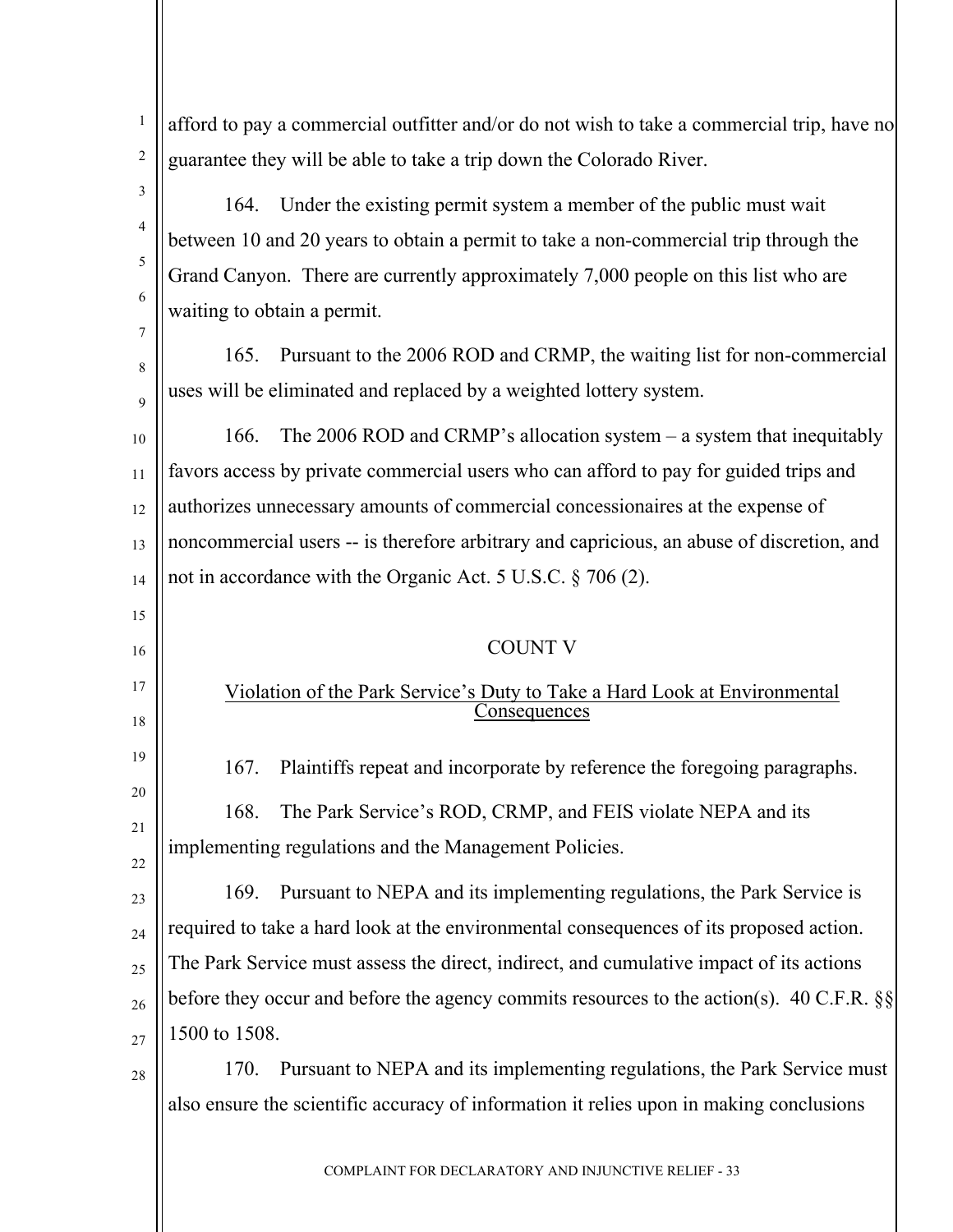afford to pay a commercial outfitter and/or do not wish to take a commercial trip, have no guarantee they will be able to take a trip down the Colorado River.

164. Under the existing permit system a member of the public must wait between 10 and 20 years to obtain a permit to take a non-commercial trip through the Grand Canyon. There are currently approximately 7,000 people on this list who are waiting to obtain a permit.

165. Pursuant to the 2006 ROD and CRMP, the waiting list for non-commercial uses will be eliminated and replaced by a weighted lottery system.

166. The 2006 ROD and CRMP's allocation system – a system that inequitably favors access by private commercial users who can afford to pay for guided trips and authorizes unnecessary amounts of commercial concessionaires at the expense of noncommercial users -- is therefore arbitrary and capricious, an abuse of discretion, and not in accordance with the Organic Act. 5 U.S.C. § 706 (2).

## COUNT V

## Violation of the Park Service's Duty to Take a Hard Look at Environmental Consequences

167. Plaintiffs repeat and incorporate by reference the foregoing paragraphs.

168. The Park Service's ROD, CRMP, and FEIS violate NEPA and its implementing regulations and the Management Policies.

169. Pursuant to NEPA and its implementing regulations, the Park Service is required to take a hard look at the environmental consequences of its proposed action. The Park Service must assess the direct, indirect, and cumulative impact of its actions before they occur and before the agency commits resources to the action(s). 40 C.F.R. §§ 1500 to 1508.

170. Pursuant to NEPA and its implementing regulations, the Park Service must also ensure the scientific accuracy of information it relies upon in making conclusions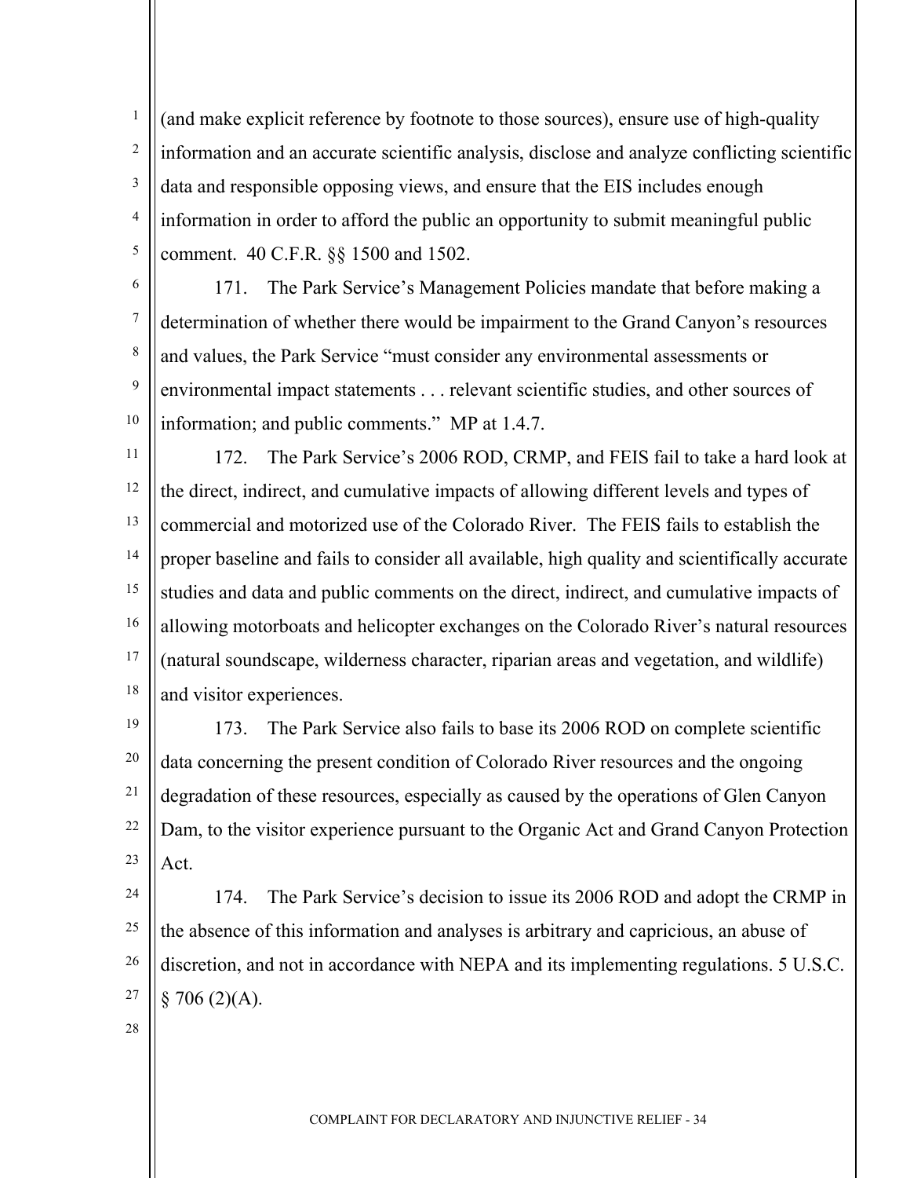(and make explicit reference by footnote to those sources), ensure use of high-quality information and an accurate scientific analysis, disclose and analyze conflicting scientific data and responsible opposing views, and ensure that the EIS includes enough information in order to afford the public an opportunity to submit meaningful public comment. 40 C.F.R. §§ 1500 and 1502.

171. The Park Service's Management Policies mandate that before making a determination of whether there would be impairment to the Grand Canyon's resources and values, the Park Service "must consider any environmental assessments or environmental impact statements . . . relevant scientific studies, and other sources of information; and public comments." MP at 1.4.7.

172. The Park Service's 2006 ROD, CRMP, and FEIS fail to take a hard look at the direct, indirect, and cumulative impacts of allowing different levels and types of commercial and motorized use of the Colorado River. The FEIS fails to establish the proper baseline and fails to consider all available, high quality and scientifically accurate studies and data and public comments on the direct, indirect, and cumulative impacts of allowing motorboats and helicopter exchanges on the Colorado River's natural resources (natural soundscape, wilderness character, riparian areas and vegetation, and wildlife) and visitor experiences.

173. The Park Service also fails to base its 2006 ROD on complete scientific data concerning the present condition of Colorado River resources and the ongoing degradation of these resources, especially as caused by the operations of Glen Canyon Dam, to the visitor experience pursuant to the Organic Act and Grand Canyon Protection Act.

174. The Park Service's decision to issue its 2006 ROD and adopt the CRMP in the absence of this information and analyses is arbitrary and capricious, an abuse of discretion, and not in accordance with NEPA and its implementing regulations. 5 U.S.C. § 706 (2)(A).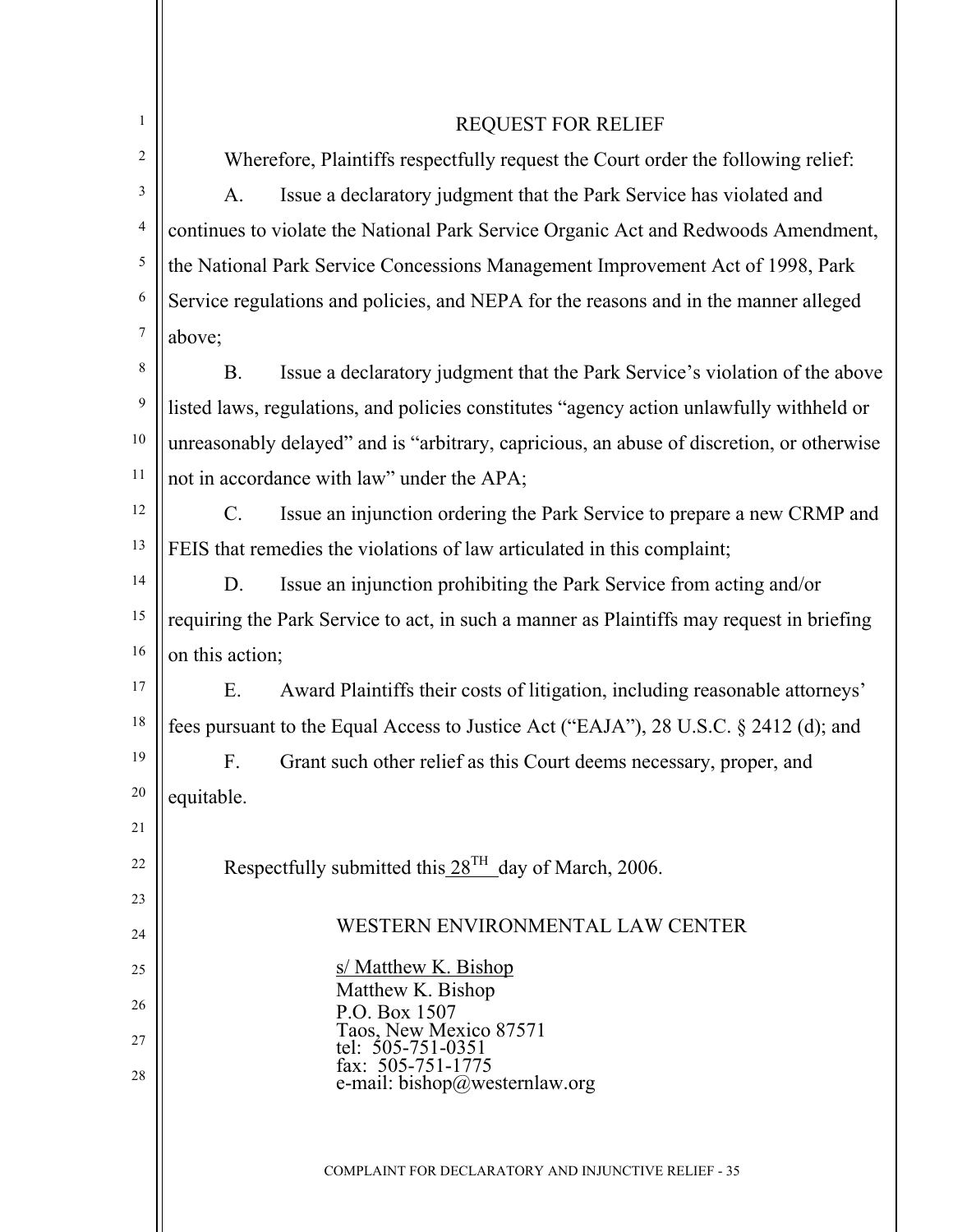## REQUEST FOR RELIEF

Wherefore, Plaintiffs respectfully request the Court order the following relief:

A. Issue a declaratory judgment that the Park Service has violated and continues to violate the National Park Service Organic Act and Redwoods Amendment, the National Park Service Concessions Management Improvement Act of 1998, Park Service regulations and policies, and NEPA for the reasons and in the manner alleged above;

B. Issue a declaratory judgment that the Park Service's violation of the above listed laws, regulations, and policies constitutes "agency action unlawfully withheld or unreasonably delayed" and is "arbitrary, capricious, an abuse of discretion, or otherwise not in accordance with law" under the APA;

C. Issue an injunction ordering the Park Service to prepare a new CRMP and FEIS that remedies the violations of law articulated in this complaint;

D. Issue an injunction prohibiting the Park Service from acting and/or requiring the Park Service to act, in such a manner as Plaintiffs may request in briefing on this action;

E. Award Plaintiffs their costs of litigation, including reasonable attorneys' fees pursuant to the Equal Access to Justice Act ("EAJA"), 28 U.S.C. § 2412 (d); and

F. Grant such other relief as this Court deems necessary, proper, and equitable.

Respectfully submitted this 28TH day of March, 2006.

WESTERN ENVIRONMENTAL LAW CENTER

s/ Matthew K. Bishop
Matthew K. Bishop
P.O. Box 1507
Taos, New Mexico 87571
tel: 505-751-0351
fax: 505-751-1775
e-mail: bishop@westernlaw.org